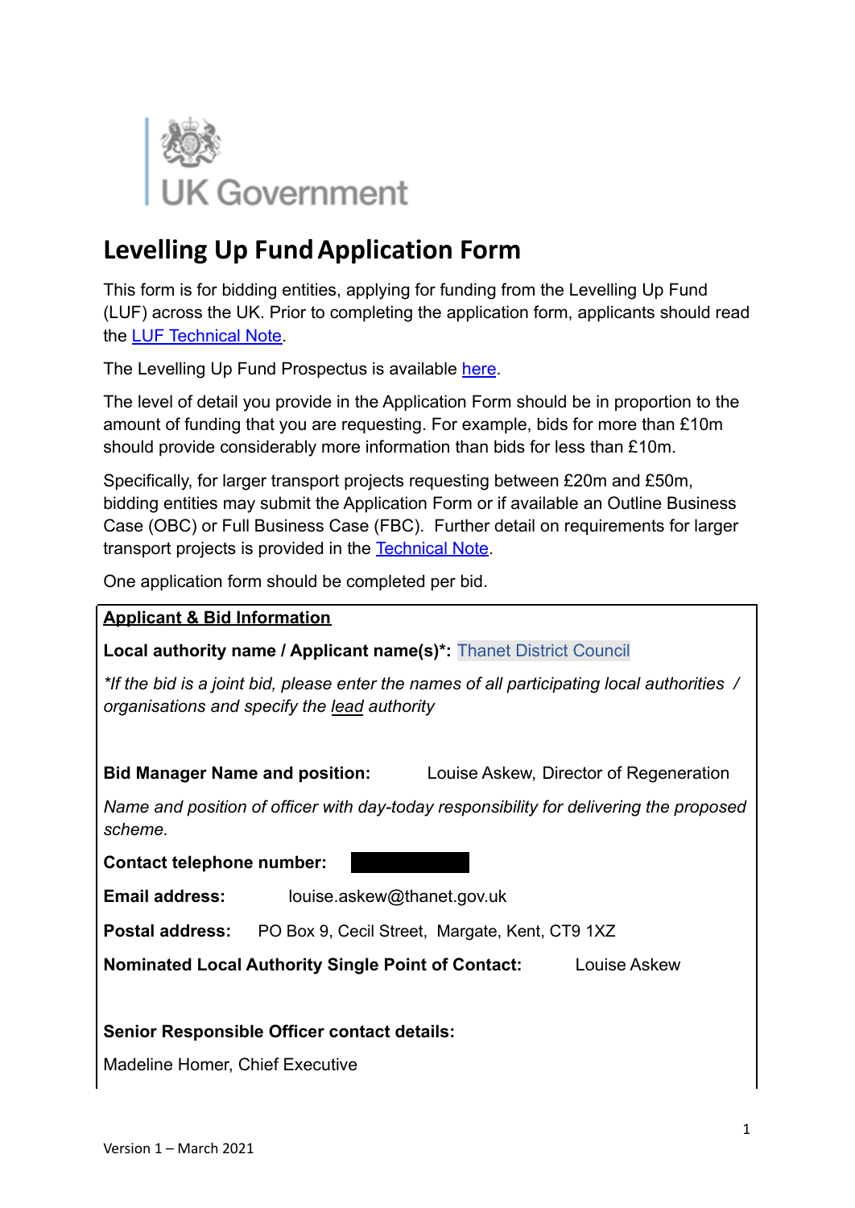UK Government

# Levelling Up Fund Application Form

This form is for bidding entities, applying for funding from the Levelling Up Fund (LUF) across the UK. Prior to completing the application form, applicants should read the LUF Technical Note.

The Levelling Up Fund Prospectus is available here.

The level of detail you provide in the Application Form should be in proportion to the amount of funding that you are requesting. For example, bids for more than £10m should provide considerably more information than bids for less than £10m.

Specifically, for larger transport projects requesting between £20m and £50m, bidding entities may submit the Application Form or if available an Outline Business Case (OBC) or Full Business Case (FBC). Further detail on requirements for larger transport projects is provided in the Technical Note.

One application form should be completed per bid.

**Applicant & Bid Information**

**Local authority name / Applicant name(s)*:** Thanet District Council

*\*If the bid is a joint bid, please enter the names of all participating local authorities / organisations and specify the lead authority*

**Bid Manager Name and position:** Louise Askew, Director of Regeneration

*Name and position of officer with day-today responsibility for delivering the proposed scheme.*

**Contact telephone number:** [REDACTED]

**Email address:** louise.askew@thanet.gov.uk

**Postal address:** PO Box 9, Cecil Street, Margate, Kent, CT9 1XZ

**Nominated Local Authority Single Point of Contact:** Louise Askew

**Senior Responsible Officer contact details:**

Madeline Homer, Chief Executive

Version 1 – March 2021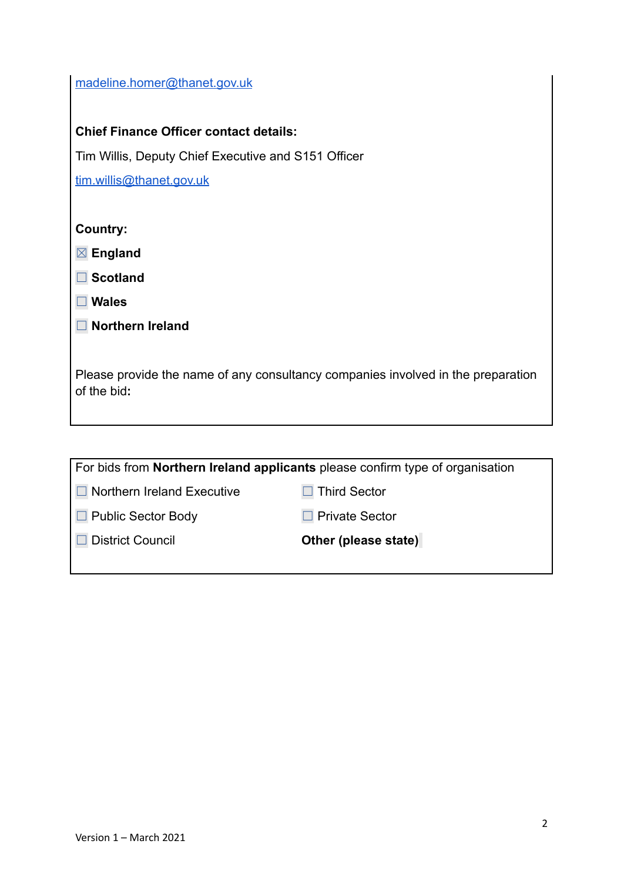madeline.homer@thanet.gov.uk

**Chief Finance Officer contact details:**

Tim Willis, Deputy Chief Executive and S151 Officer

tim.willis@thanet.gov.uk

**Country:**

☒ **England**

☐ **Scotland**

☐ **Wales**

☐ **Northern Ireland**

Please provide the name of any consultancy companies involved in the preparation of the bid**:**

For bids from **Northern Ireland applicants** please confirm type of organisation

| | |
|---|---|
| ☐ Northern Ireland Executive | ☐ Third Sector |
| ☐ Public Sector Body | ☐ Private Sector |
| ☐ District Council | **Other (please state)** |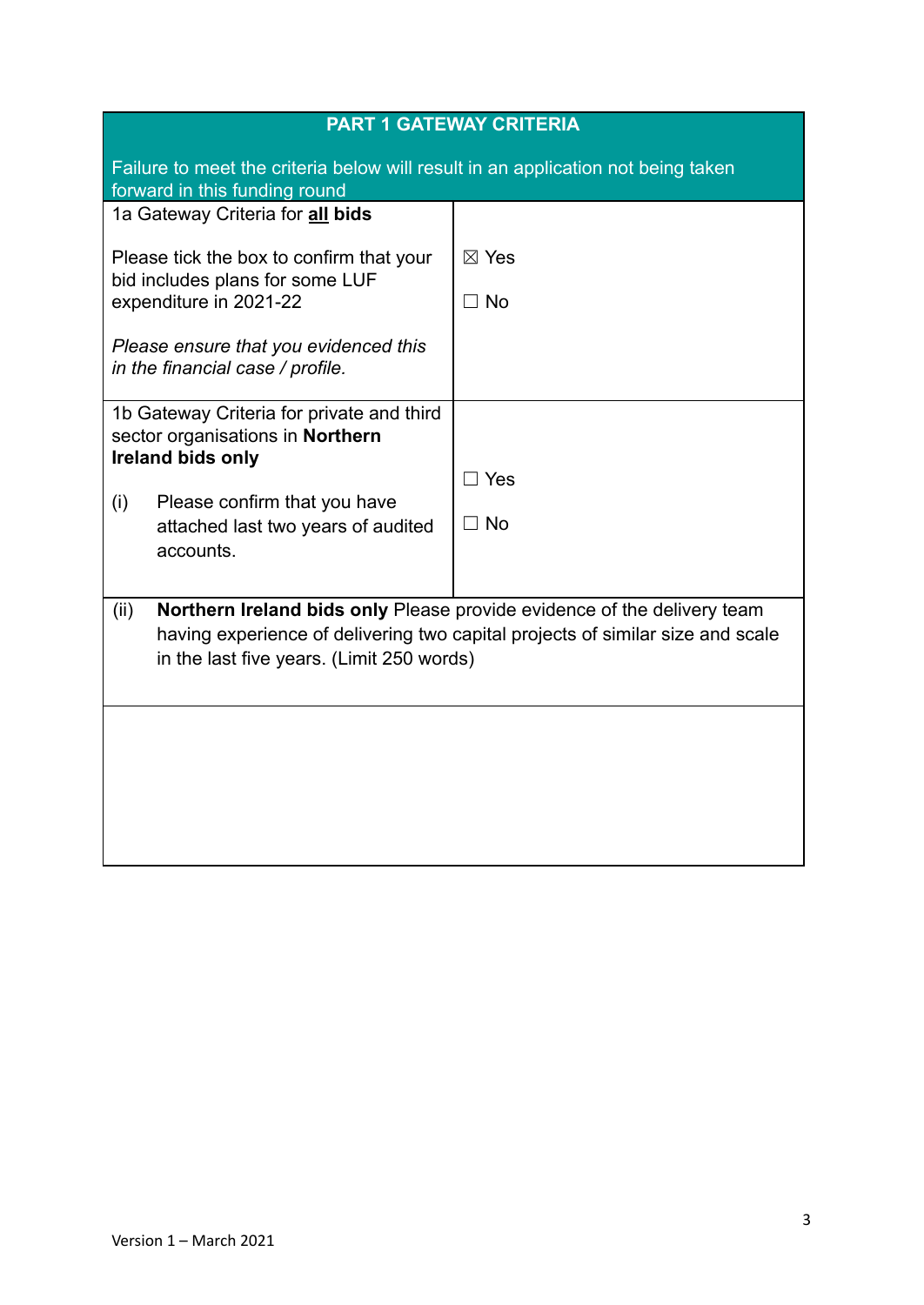| PART 1 GATEWAY CRITERIA<br><br>Failure to meet the criteria below will result in an application not being taken forward in this funding round | |
|---|---|
| 1a Gateway Criteria for **all bids**<br><br>Please tick the box to confirm that your bid includes plans for some LUF expenditure in 2021-22<br><br>*Please ensure that you evidenced this in the financial case / profile.* | ☒ Yes<br><br>☐ No |
| 1b Gateway Criteria for private and third sector organisations in **Northern Ireland bids only**<br><br>(i) Please confirm that you have attached last two years of audited accounts. | ☐ Yes<br><br>☐ No |
| (ii) **Northern Ireland bids only** Please provide evidence of the delivery team having experience of delivering two capital projects of similar size and scale in the last five years. (Limit 250 words) | |
| | |

Version 1 – March 2021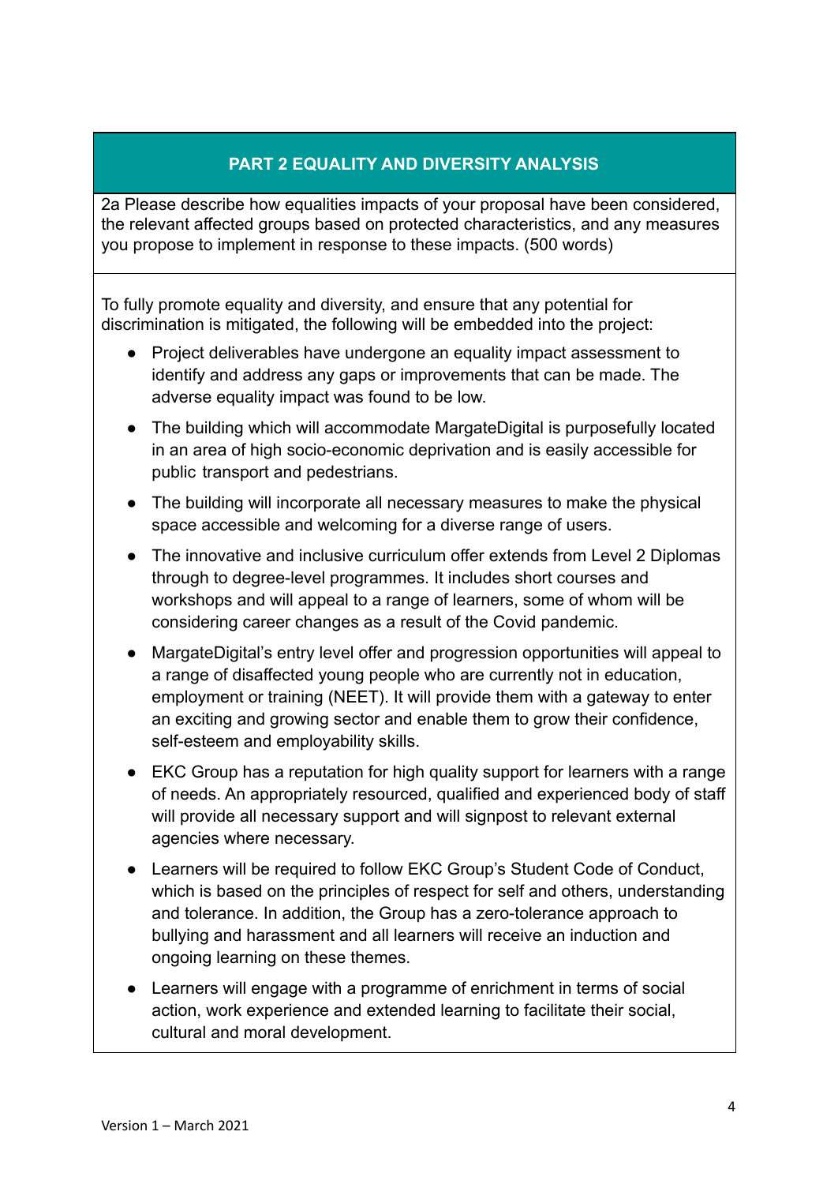## PART 2 EQUALITY AND DIVERSITY ANALYSIS

2a Please describe how equalities impacts of your proposal have been considered, the relevant affected groups based on protected characteristics, and any measures you propose to implement in response to these impacts. (500 words)

To fully promote equality and diversity, and ensure that any potential for discrimination is mitigated, the following will be embedded into the project:

- Project deliverables have undergone an equality impact assessment to identify and address any gaps or improvements that can be made. The adverse equality impact was found to be low.
- The building which will accommodate MargateDigital is purposefully located in an area of high socio-economic deprivation and is easily accessible for public transport and pedestrians.
- The building will incorporate all necessary measures to make the physical space accessible and welcoming for a diverse range of users.
- The innovative and inclusive curriculum offer extends from Level 2 Diplomas through to degree-level programmes. It includes short courses and workshops and will appeal to a range of learners, some of whom will be considering career changes as a result of the Covid pandemic.
- MargateDigital's entry level offer and progression opportunities will appeal to a range of disaffected young people who are currently not in education, employment or training (NEET). It will provide them with a gateway to enter an exciting and growing sector and enable them to grow their confidence, self-esteem and employability skills.
- EKC Group has a reputation for high quality support for learners with a range of needs. An appropriately resourced, qualified and experienced body of staff will provide all necessary support and will signpost to relevant external agencies where necessary.
- Learners will be required to follow EKC Group's Student Code of Conduct, which is based on the principles of respect for self and others, understanding and tolerance. In addition, the Group has a zero-tolerance approach to bullying and harassment and all learners will receive an induction and ongoing learning on these themes.
- Learners will engage with a programme of enrichment in terms of social action, work experience and extended learning to facilitate their social, cultural and moral development.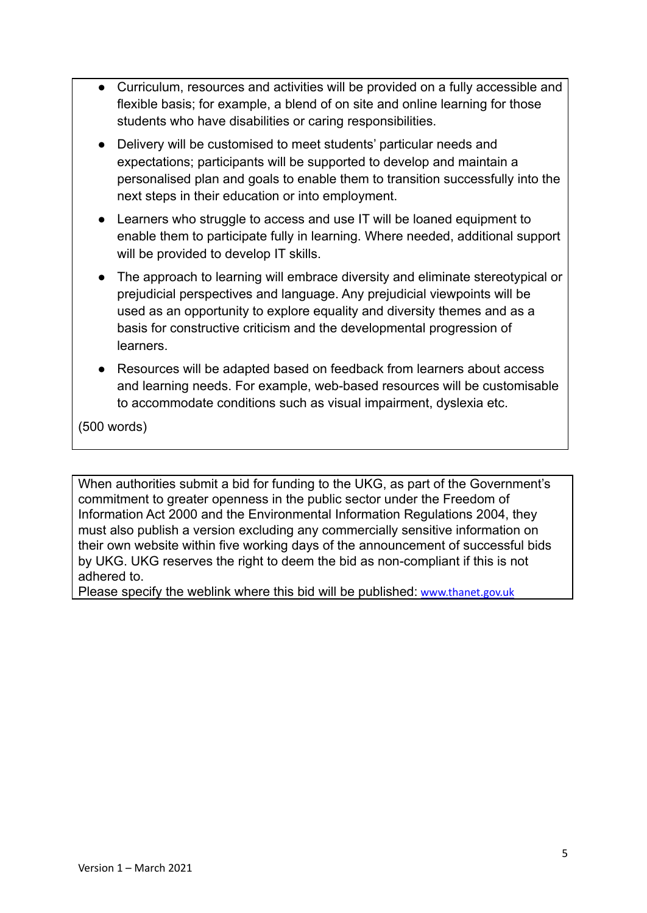- Curriculum, resources and activities will be provided on a fully accessible and flexible basis; for example, a blend of on site and online learning for those students who have disabilities or caring responsibilities.
- Delivery will be customised to meet students' particular needs and expectations; participants will be supported to develop and maintain a personalised plan and goals to enable them to transition successfully into the next steps in their education or into employment.
- Learners who struggle to access and use IT will be loaned equipment to enable them to participate fully in learning. Where needed, additional support will be provided to develop IT skills.
- The approach to learning will embrace diversity and eliminate stereotypical or prejudicial perspectives and language. Any prejudicial viewpoints will be used as an opportunity to explore equality and diversity themes and as a basis for constructive criticism and the developmental progression of learners.
- Resources will be adapted based on feedback from learners about access and learning needs. For example, web-based resources will be customisable to accommodate conditions such as visual impairment, dyslexia etc.

(500 words)

When authorities submit a bid for funding to the UKG, as part of the Government's commitment to greater openness in the public sector under the Freedom of Information Act 2000 and the Environmental Information Regulations 2004, they must also publish a version excluding any commercially sensitive information on their own website within five working days of the announcement of successful bids by UKG. UKG reserves the right to deem the bid as non-compliant if this is not adhered to.
Please specify the weblink where this bid will be published: www.thanet.gov.uk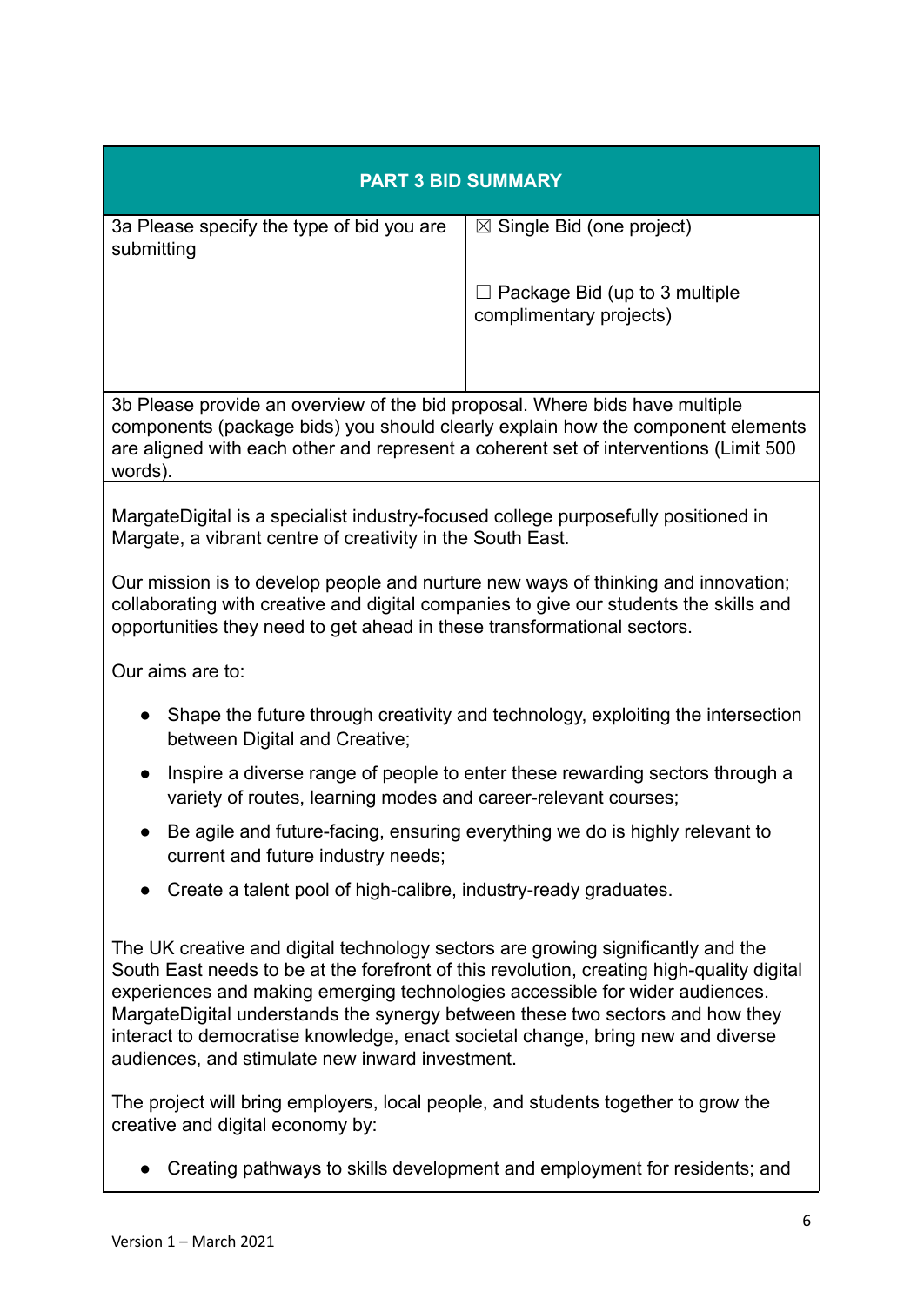| PART 3 BID SUMMARY | |
|---|---|
| 3a Please specify the type of bid you are submitting | ☒ Single Bid (one project)<br><br>☐ Package Bid (up to 3 multiple complimentary projects) |
| 3b Please provide an overview of the bid proposal. Where bids have multiple components (package bids) you should clearly explain how the component elements are aligned with each other and represent a coherent set of interventions (Limit 500 words). | |

MargateDigital is a specialist industry-focused college purposefully positioned in Margate, a vibrant centre of creativity in the South East.

Our mission is to develop people and nurture new ways of thinking and innovation; collaborating with creative and digital companies to give our students the skills and opportunities they need to get ahead in these transformational sectors.

Our aims are to:

- Shape the future through creativity and technology, exploiting the intersection between Digital and Creative;
- Inspire a diverse range of people to enter these rewarding sectors through a variety of routes, learning modes and career-relevant courses;
- Be agile and future-facing, ensuring everything we do is highly relevant to current and future industry needs;
- Create a talent pool of high-calibre, industry-ready graduates.

The UK creative and digital technology sectors are growing significantly and the South East needs to be at the forefront of this revolution, creating high-quality digital experiences and making emerging technologies accessible for wider audiences. MargateDigital understands the synergy between these two sectors and how they interact to democratise knowledge, enact societal change, bring new and diverse audiences, and stimulate new inward investment.

The project will bring employers, local people, and students together to grow the creative and digital economy by:

- Creating pathways to skills development and employment for residents; and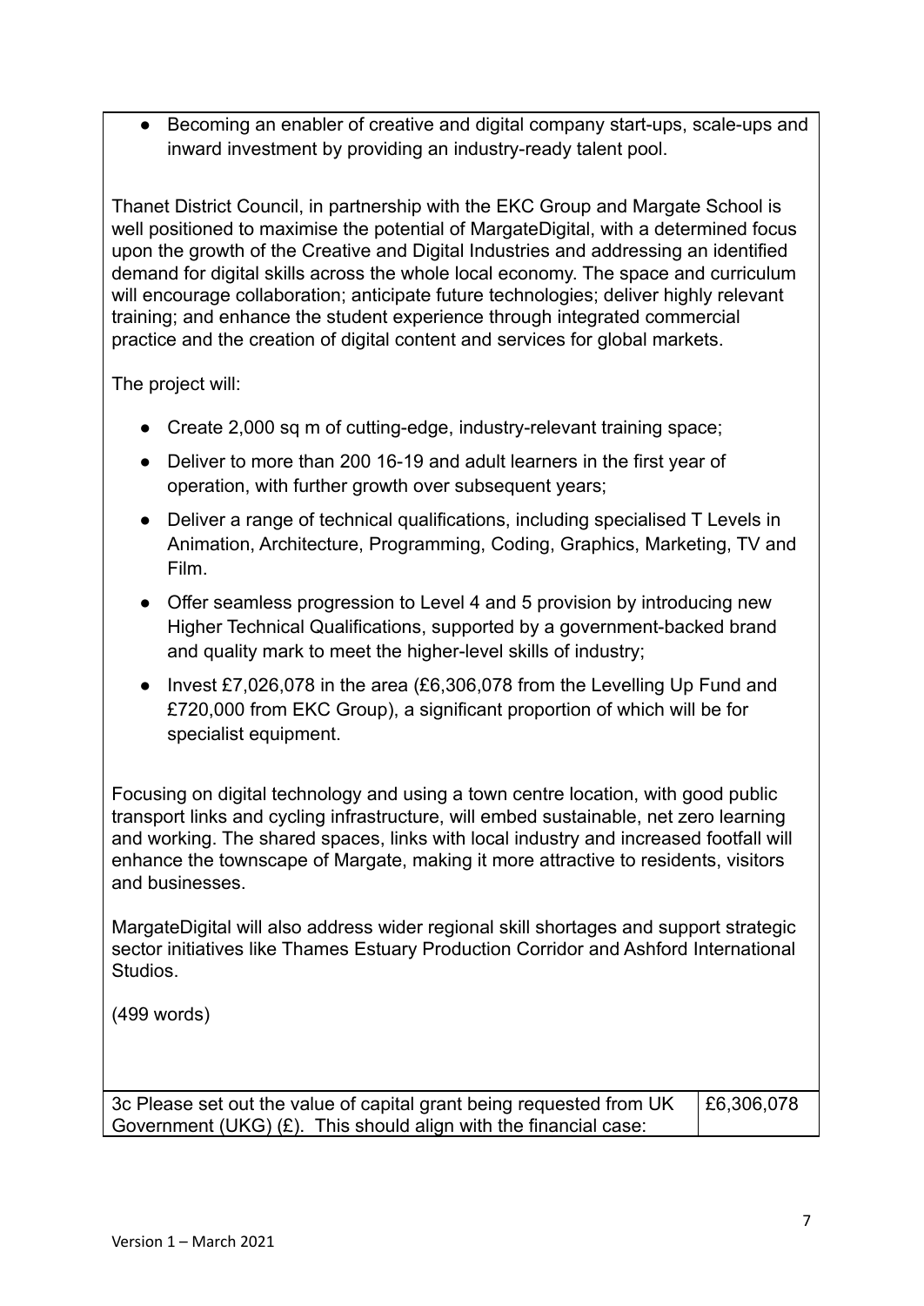- Becoming an enabler of creative and digital company start-ups, scale-ups and inward investment by providing an industry-ready talent pool.

Thanet District Council, in partnership with the EKC Group and Margate School is well positioned to maximise the potential of MargateDigital, with a determined focus upon the growth of the Creative and Digital Industries and addressing an identified demand for digital skills across the whole local economy. The space and curriculum will encourage collaboration; anticipate future technologies; deliver highly relevant training; and enhance the student experience through integrated commercial practice and the creation of digital content and services for global markets.

The project will:

- Create 2,000 sq m of cutting-edge, industry-relevant training space;
- Deliver to more than 200 16-19 and adult learners in the first year of operation, with further growth over subsequent years;
- Deliver a range of technical qualifications, including specialised T Levels in Animation, Architecture, Programming, Coding, Graphics, Marketing, TV and Film.
- Offer seamless progression to Level 4 and 5 provision by introducing new Higher Technical Qualifications, supported by a government-backed brand and quality mark to meet the higher-level skills of industry;
- Invest £7,026,078 in the area (£6,306,078 from the Levelling Up Fund and £720,000 from EKC Group), a significant proportion of which will be for specialist equipment.

Focusing on digital technology and using a town centre location, with good public transport links and cycling infrastructure, will embed sustainable, net zero learning and working. The shared spaces, links with local industry and increased footfall will enhance the townscape of Margate, making it more attractive to residents, visitors and businesses.

MargateDigital will also address wider regional skill shortages and support strategic sector initiatives like Thames Estuary Production Corridor and Ashford International Studios.

(499 words)

| 3c Please set out the value of capital grant being requested from UK Government (UKG) (£). This should align with the financial case: | £6,306,078 |
|---|---|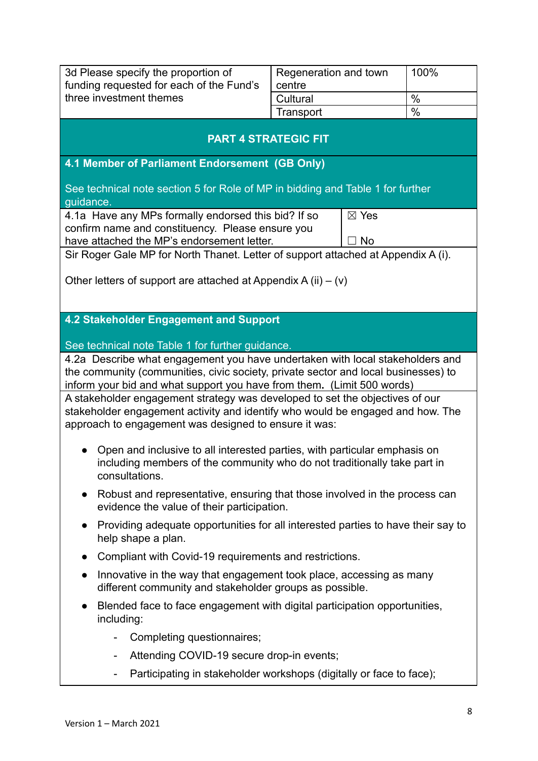| 3d Please specify the proportion of funding requested for each of the Fund's three investment themes | Regeneration and town centre | 100% |
|---|---|---|
| | Cultural | % |
| | Transport | % |

## PART 4 STRATEGIC FIT

### 4.1 Member of Parliament Endorsement (GB Only)

See technical note section 5 for Role of MP in bidding and Table 1 for further guidance.

| 4.1a Have any MPs formally endorsed this bid? If so confirm name and constituency. Please ensure you have attached the MP's endorsement letter. | ☒ Yes<br>☐ No |
|---|---|

Sir Roger Gale MP for North Thanet. Letter of support attached at Appendix A (i).

Other letters of support are attached at Appendix A (ii) – (v)

### 4.2 Stakeholder Engagement and Support

See technical note Table 1 for further guidance.

4.2a Describe what engagement you have undertaken with local stakeholders and the community (communities, civic society, private sector and local businesses) to inform your bid and what support you have from them. **.** (Limit 500 words)

A stakeholder engagement strategy was developed to set the objectives of our stakeholder engagement activity and identify who would be engaged and how. The approach to engagement was designed to ensure it was:

- Open and inclusive to all interested parties, with particular emphasis on including members of the community who do not traditionally take part in consultations.
- Robust and representative, ensuring that those involved in the process can evidence the value of their participation.
- Providing adequate opportunities for all interested parties to have their say to help shape a plan.
- Compliant with Covid-19 requirements and restrictions.
- Innovative in the way that engagement took place, accessing as many different community and stakeholder groups as possible.
- Blended face to face engagement with digital participation opportunities, including:
    - Completing questionnaires;
    - Attending COVID-19 secure drop-in events;
    - Participating in stakeholder workshops (digitally or face to face);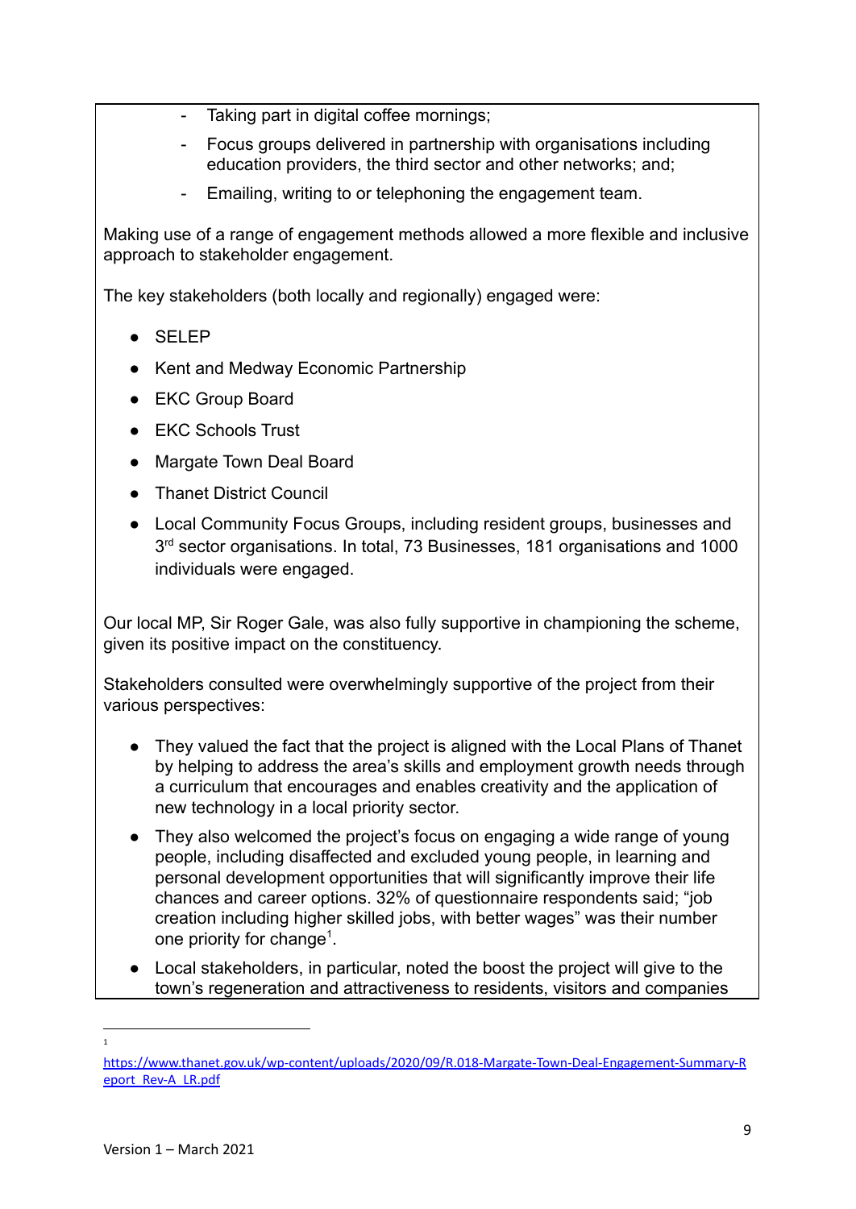- Taking part in digital coffee mornings;
- Focus groups delivered in partnership with organisations including education providers, the third sector and other networks; and;
- Emailing, writing to or telephoning the engagement team.

Making use of a range of engagement methods allowed a more flexible and inclusive approach to stakeholder engagement.

The key stakeholders (both locally and regionally) engaged were:

- SELEP
- Kent and Medway Economic Partnership
- EKC Group Board
- EKC Schools Trust
- Margate Town Deal Board
- Thanet District Council
- Local Community Focus Groups, including resident groups, businesses and 3rd sector organisations. In total, 73 Businesses, 181 organisations and 1000 individuals were engaged.

Our local MP, Sir Roger Gale, was also fully supportive in championing the scheme, given its positive impact on the constituency.

Stakeholders consulted were overwhelmingly supportive of the project from their various perspectives:

- They valued the fact that the project is aligned with the Local Plans of Thanet by helping to address the area's skills and employment growth needs through a curriculum that encourages and enables creativity and the application of new technology in a local priority sector.
- They also welcomed the project's focus on engaging a wide range of young people, including disaffected and excluded young people, in learning and personal development opportunities that will significantly improve their life chances and career options. 32% of questionnaire respondents said; "job creation including higher skilled jobs, with better wages" was their number one priority for change[1].
- Local stakeholders, in particular, noted the boost the project will give to the town's regeneration and attractiveness to residents, visitors and companies

---

[1] https://www.thanet.gov.uk/wp-content/uploads/2020/09/R.018-Margate-Town-Deal-Engagement-Summary-Report_Rev-A_LR.pdf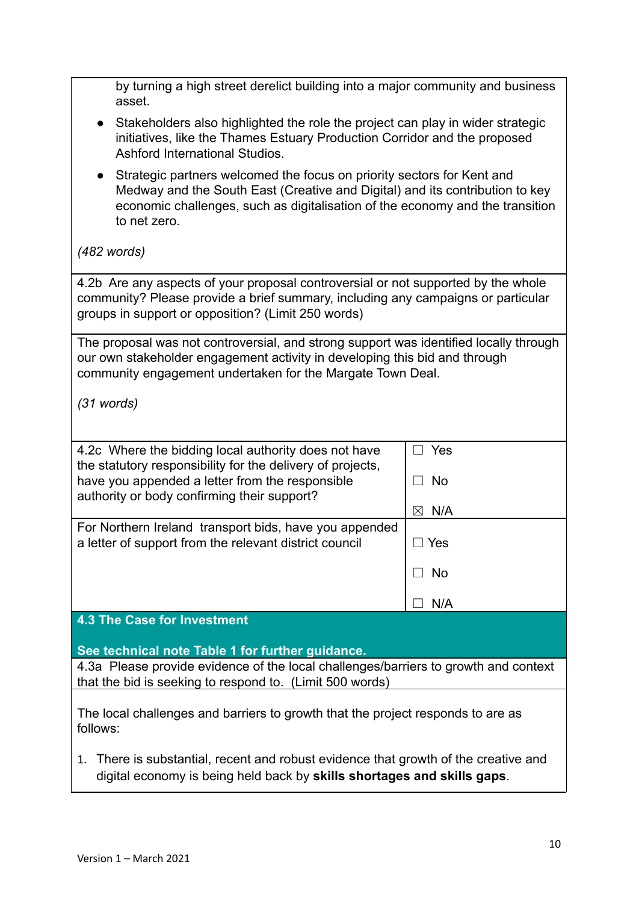by turning a high street derelict building into a major community and business asset.

- Stakeholders also highlighted the role the project can play in wider strategic initiatives, like the Thames Estuary Production Corridor and the proposed Ashford International Studios.
- Strategic partners welcomed the focus on priority sectors for Kent and Medway and the South East (Creative and Digital) and its contribution to key economic challenges, such as digitalisation of the economy and the transition to net zero.

*(482 words)*

4.2b Are any aspects of your proposal controversial or not supported by the whole community? Please provide a brief summary, including any campaigns or particular groups in support or opposition? (Limit 250 words)

The proposal was not controversial, and strong support was identified locally through our own stakeholder engagement activity in developing this bid and through community engagement undertaken for the Margate Town Deal.

*(31 words)*

| Question | Response |
|---|---|
| 4.2c Where the bidding local authority does not have the statutory responsibility for the delivery of projects, have you appended a letter from the responsible authority or body confirming their support? | ☐ Yes<br>☐ No<br>☒ N/A |
| For Northern Ireland transport bids, have you appended a letter of support from the relevant district council | ☐ Yes<br>☐ No<br>☐ N/A |

## 4.3 The Case for Investment

**See technical note Table 1 for further guidance.**

4.3a Please provide evidence of the local challenges/barriers to growth and context that the bid is seeking to respond to. (Limit 500 words)

The local challenges and barriers to growth that the project responds to are as follows:

1. There is substantial, recent and robust evidence that growth of the creative and digital economy is being held back by **skills shortages and skills gaps**.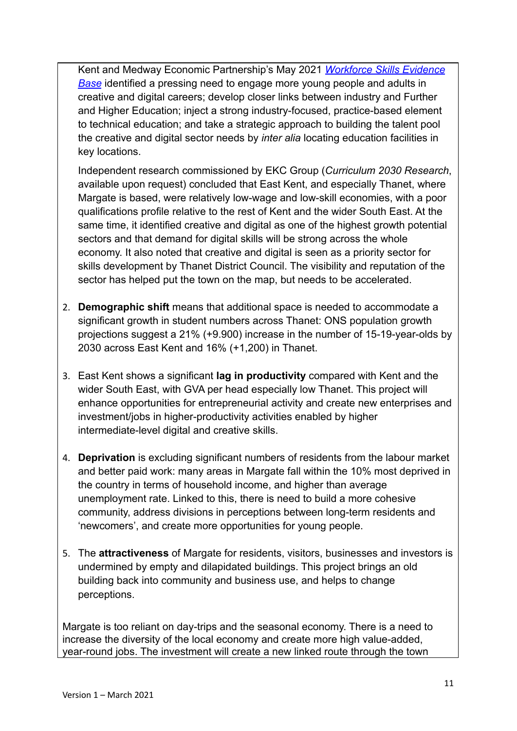Kent and Medway Economic Partnership's May 2021 *Workforce Skills Evidence Base* identified a pressing need to engage more young people and adults in creative and digital careers; develop closer links between industry and Further and Higher Education; inject a strong industry-focused, practice-based element to technical education; and take a strategic approach to building the talent pool the creative and digital sector needs by *inter alia* locating education facilities in key locations.

Independent research commissioned by EKC Group (*Curriculum 2030 Research*, available upon request) concluded that East Kent, and especially Thanet, where Margate is based, were relatively low-wage and low-skill economies, with a poor qualifications profile relative to the rest of Kent and the wider South East. At the same time, it identified creative and digital as one of the highest growth potential sectors and that demand for digital skills will be strong across the whole economy. It also noted that creative and digital is seen as a priority sector for skills development by Thanet District Council. The visibility and reputation of the sector has helped put the town on the map, but needs to be accelerated.

2. **Demographic shift** means that additional space is needed to accommodate a significant growth in student numbers across Thanet: ONS population growth projections suggest a 21% (+9.900) increase in the number of 15-19-year-olds by 2030 across East Kent and 16% (+1,200) in Thanet.

3. East Kent shows a significant **lag in productivity** compared with Kent and the wider South East, with GVA per head especially low Thanet. This project will enhance opportunities for entrepreneurial activity and create new enterprises and investment/jobs in higher-productivity activities enabled by higher intermediate-level digital and creative skills.

4. **Deprivation** is excluding significant numbers of residents from the labour market and better paid work: many areas in Margate fall within the 10% most deprived in the country in terms of household income, and higher than average unemployment rate. Linked to this, there is need to build a more cohesive community, address divisions in perceptions between long-term residents and 'newcomers', and create more opportunities for young people.

5. The **attractiveness** of Margate for residents, visitors, businesses and investors is undermined by empty and dilapidated buildings. This project brings an old building back into community and business use, and helps to change perceptions.

Margate is too reliant on day-trips and the seasonal economy. There is a need to increase the diversity of the local economy and create more high value-added, year-round jobs. The investment will create a new linked route through the town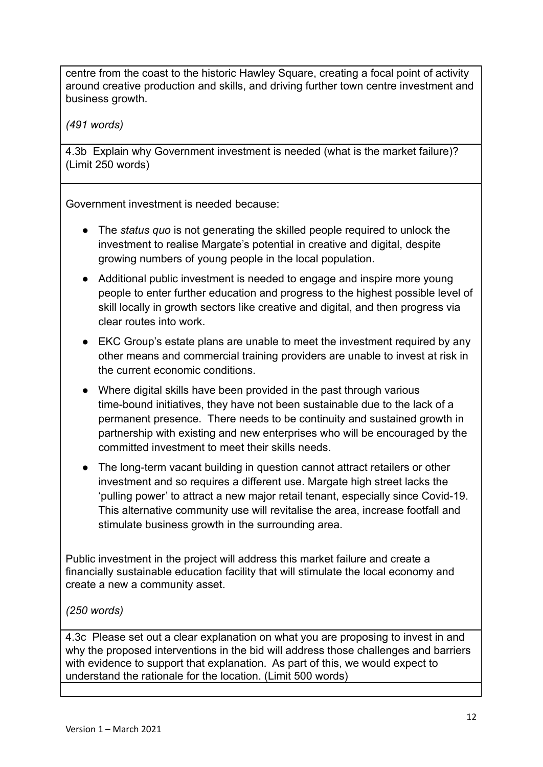centre from the coast to the historic Hawley Square, creating a focal point of activity around creative production and skills, and driving further town centre investment and business growth.

*(491 words)*

4.3b Explain why Government investment is needed (what is the market failure)? (Limit 250 words)

Government investment is needed because:

- The *status quo* is not generating the skilled people required to unlock the investment to realise Margate's potential in creative and digital, despite growing numbers of young people in the local population.
- Additional public investment is needed to engage and inspire more young people to enter further education and progress to the highest possible level of skill locally in growth sectors like creative and digital, and then progress via clear routes into work.
- EKC Group's estate plans are unable to meet the investment required by any other means and commercial training providers are unable to invest at risk in the current economic conditions.
- Where digital skills have been provided in the past through various time-bound initiatives, they have not been sustainable due to the lack of a permanent presence. There needs to be continuity and sustained growth in partnership with existing and new enterprises who will be encouraged by the committed investment to meet their skills needs.
- The long-term vacant building in question cannot attract retailers or other investment and so requires a different use. Margate high street lacks the 'pulling power' to attract a new major retail tenant, especially since Covid-19. This alternative community use will revitalise the area, increase footfall and stimulate business growth in the surrounding area.

Public investment in the project will address this market failure and create a financially sustainable education facility that will stimulate the local economy and create a new a community asset.

*(250 words)*

4.3c Please set out a clear explanation on what you are proposing to invest in and why the proposed interventions in the bid will address those challenges and barriers with evidence to support that explanation. As part of this, we would expect to understand the rationale for the location. (Limit 500 words)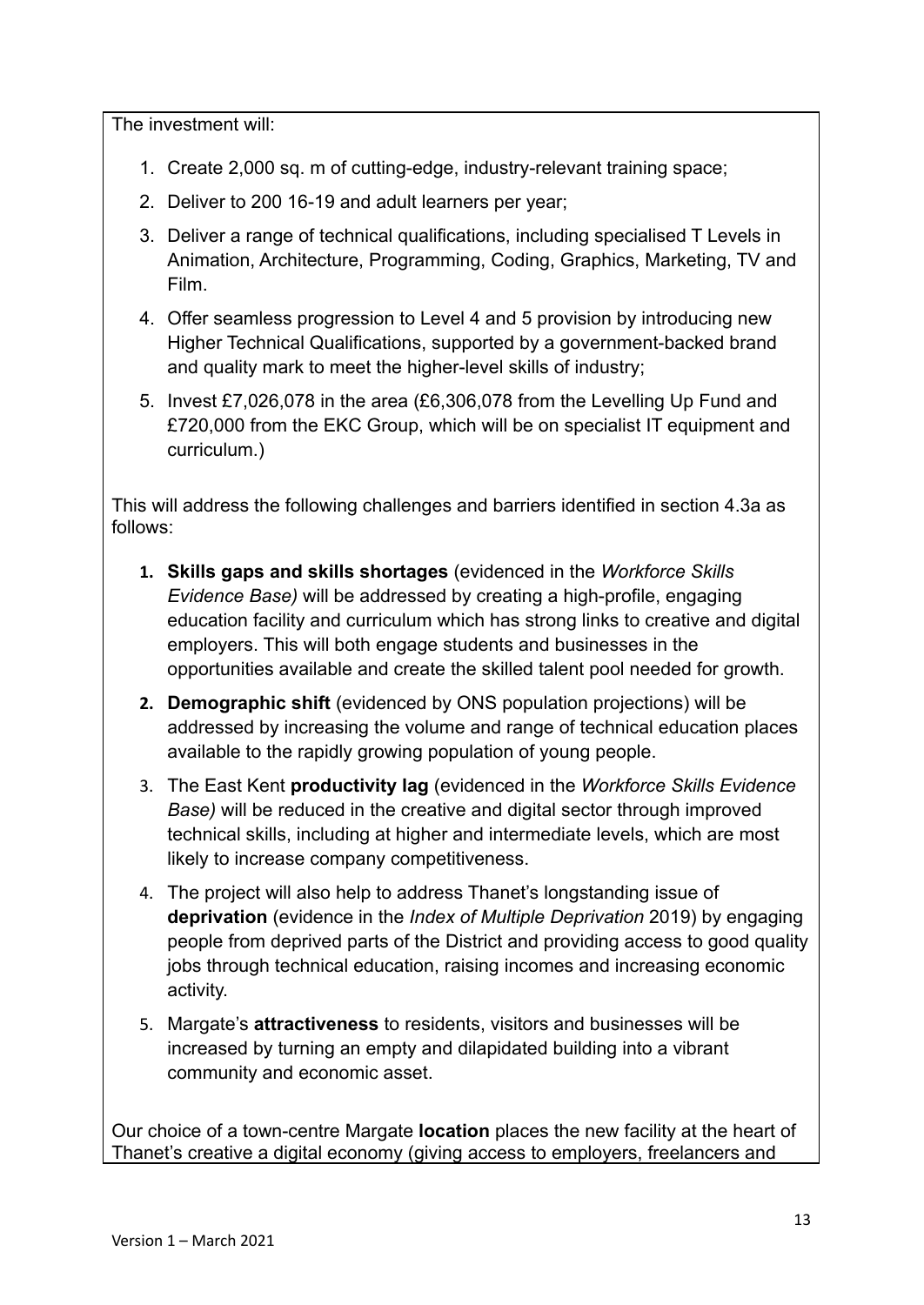The investment will:

1. Create 2,000 sq. m of cutting-edge, industry-relevant training space;
2. Deliver to 200 16-19 and adult learners per year;
3. Deliver a range of technical qualifications, including specialised T Levels in Animation, Architecture, Programming, Coding, Graphics, Marketing, TV and Film.
4. Offer seamless progression to Level 4 and 5 provision by introducing new Higher Technical Qualifications, supported by a government-backed brand and quality mark to meet the higher-level skills of industry;
5. Invest £7,026,078 in the area (£6,306,078 from the Levelling Up Fund and £720,000 from the EKC Group, which will be on specialist IT equipment and curriculum.)

This will address the following challenges and barriers identified in section 4.3a as follows:

1. **Skills gaps and skills shortages** (evidenced in the *Workforce Skills Evidence Base)* will be addressed by creating a high-profile, engaging education facility and curriculum which has strong links to creative and digital employers. This will both engage students and businesses in the opportunities available and create the skilled talent pool needed for growth.
2. **Demographic shift** (evidenced by ONS population projections) will be addressed by increasing the volume and range of technical education places available to the rapidly growing population of young people.
3. The East Kent **productivity lag** (evidenced in the *Workforce Skills Evidence Base)* will be reduced in the creative and digital sector through improved technical skills, including at higher and intermediate levels, which are most likely to increase company competitiveness.
4. The project will also help to address Thanet's longstanding issue of **deprivation** (evidence in the *Index of Multiple Deprivation* 2019) by engaging people from deprived parts of the District and providing access to good quality jobs through technical education, raising incomes and increasing economic activity.
5. Margate's **attractiveness** to residents, visitors and businesses will be increased by turning an empty and dilapidated building into a vibrant community and economic asset.

Our choice of a town-centre Margate **location** places the new facility at the heart of Thanet's creative a digital economy (giving access to employers, freelancers and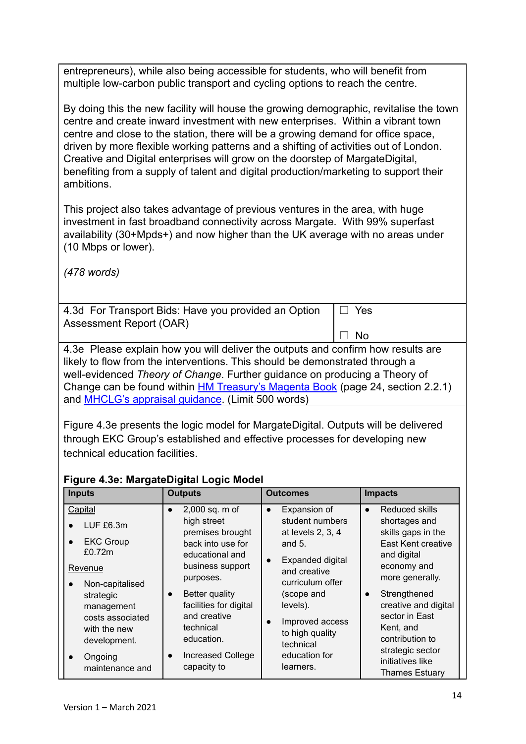entrepreneurs), while also being accessible for students, who will benefit from multiple low-carbon public transport and cycling options to reach the centre.

By doing this the new facility will house the growing demographic, revitalise the town centre and create inward investment with new enterprises. Within a vibrant town centre and close to the station, there will be a growing demand for office space, driven by more flexible working patterns and a shifting of activities out of London. Creative and Digital enterprises will grow on the doorstep of MargateDigital, benefiting from a supply of talent and digital production/marketing to support their ambitions.

This project also takes advantage of previous ventures in the area, with huge investment in fast broadband connectivity across Margate. With 99% superfast availability (30+Mpds+) and now higher than the UK average with no areas under (10 Mbps or lower).

*(478 words)*

| 4.3d For Transport Bids: Have you provided an Option Assessment Report (OAR) | ☐ Yes<br>☐ No |
|---|---|

4.3e Please explain how you will deliver the outputs and confirm how results are likely to flow from the interventions. This should be demonstrated through a well-evidenced *Theory of Change*. Further guidance on producing a Theory of Change can be found within [HM Treasury's Magenta Book](HM Treasury's Magenta Book) (page 24, section 2.2.1) and [MHCLG's appraisal guidance](MHCLG's appraisal guidance). (Limit 500 words)

Figure 4.3e presents the logic model for MargateDigital. Outputs will be delivered through EKC Group's established and effective processes for developing new technical education facilities.

**Figure 4.3e: MargateDigital Logic Model**

| Inputs | Outputs | Outcomes | Impacts |
|---|---|---|---|
| Capital<br>• LUF £6.3m<br>• EKC Group £0.72m<br>Revenue<br>• Non-capitalised strategic management costs associated with the new development.<br>• Ongoing maintenance and | • 2,000 sq. m of high street premises brought back into use for educational and business support purposes.<br>• Better quality facilities for digital and creative technical education.<br>• Increased College capacity to | • Expansion of student numbers at levels 2, 3, 4 and 5.<br>• Expanded digital and creative curriculum offer (scope and levels).<br>• Improved access to high quality technical education for learners. | • Reduced skills shortages and skills gaps in the East Kent creative and digital economy and more generally.<br>• Strengthened creative and digital sector in East Kent, and contribution to strategic sector initiatives like Thames Estuary |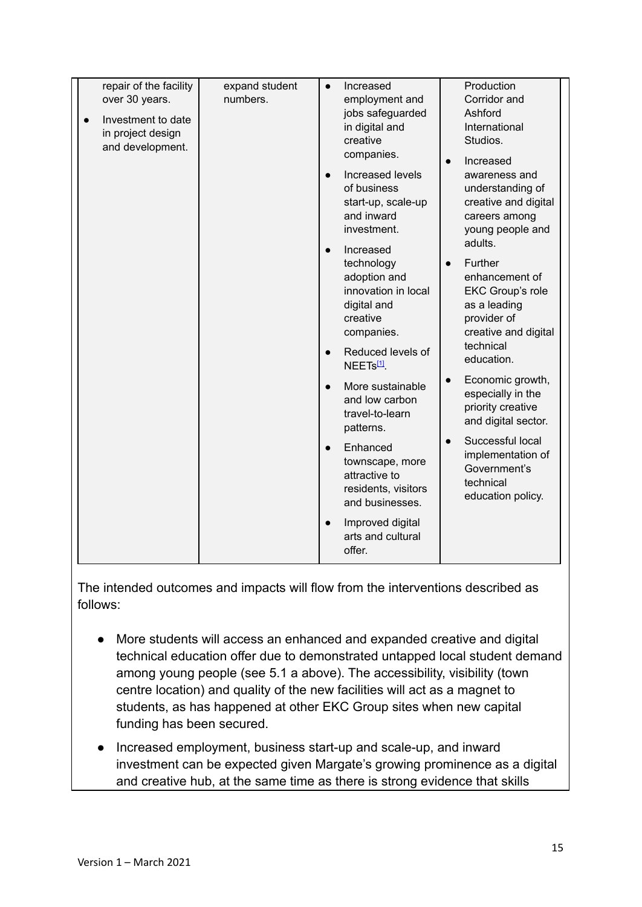| | | | |
|---|---|---|---|
| repair of the facility over 30 years.<br>• Investment to date in project design and development. | expand student numbers. | • Increased employment and jobs safeguarded in digital and creative companies.<br>• Increased levels of business start-up, scale-up and inward investment.<br>• Increased technology adoption and innovation in local digital and creative companies.<br>• Reduced levels of NEETs[1].<br>• More sustainable and low carbon travel-to-learn patterns.<br>• Enhanced townscape, more attractive to residents, visitors and businesses.<br>• Improved digital arts and cultural offer. | Production Corridor and Ashford International Studios.<br>• Increased awareness and understanding of creative and digital careers among young people and adults.<br>• Further enhancement of EKC Group's role as a leading provider of creative and digital technical education.<br>• Economic growth, especially in the priority creative and digital sector.<br>• Successful local implementation of Government's technical education policy. |

The intended outcomes and impacts will flow from the interventions described as follows:

- More students will access an enhanced and expanded creative and digital technical education offer due to demonstrated untapped local student demand among young people (see 5.1 a above). The accessibility, visibility (town centre location) and quality of the new facilities will act as a magnet to students, as has happened at other EKC Group sites when new capital funding has been secured.
- Increased employment, business start-up and scale-up, and inward investment can be expected given Margate's growing prominence as a digital and creative hub, at the same time as there is strong evidence that skills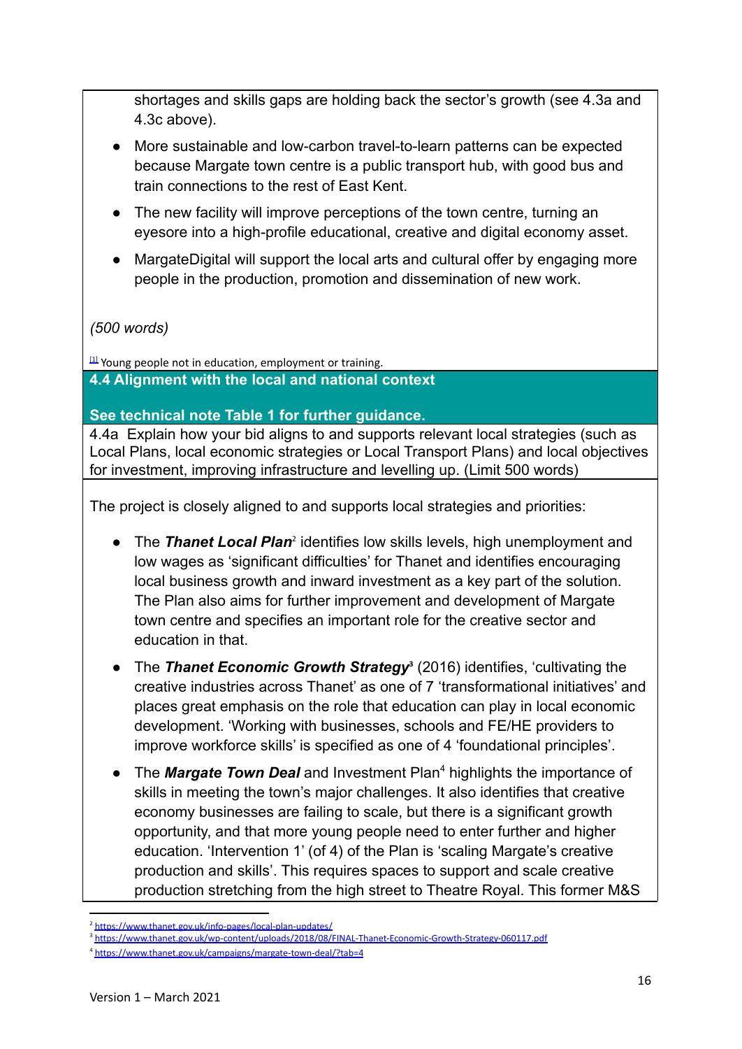shortages and skills gaps are holding back the sector's growth (see 4.3a and 4.3c above).

- More sustainable and low-carbon travel-to-learn patterns can be expected because Margate town centre is a public transport hub, with good bus and train connections to the rest of East Kent.
- The new facility will improve perceptions of the town centre, turning an eyesore into a high-profile educational, creative and digital economy asset.
- MargateDigital will support the local arts and cultural offer by engaging more people in the production, promotion and dissemination of new work.

*(500 words)*

[1] Young people not in education, employment or training.

**4.4 Alignment with the local and national context**

**See technical note Table 1 for further guidance.**

4.4a Explain how your bid aligns to and supports relevant local strategies (such as Local Plans, local economic strategies or Local Transport Plans) and local objectives for investment, improving infrastructure and levelling up. (Limit 500 words)

The project is closely aligned to and supports local strategies and priorities:

- The ***Thanet Local Plan***[2] identifies low skills levels, high unemployment and low wages as 'significant difficulties' for Thanet and identifies encouraging local business growth and inward investment as a key part of the solution. The Plan also aims for further improvement and development of Margate town centre and specifies an important role for the creative sector and education in that.
- The ***Thanet Economic Growth Strategy***[3] (2016) identifies, 'cultivating the creative industries across Thanet' as one of 7 'transformational initiatives' and places great emphasis on the role that education can play in local economic development. 'Working with businesses, schools and FE/HE providers to improve workforce skills' is specified as one of 4 'foundational principles'.
- The ***Margate Town Deal*** and Investment Plan[4] highlights the importance of skills in meeting the town's major challenges. It also identifies that creative economy businesses are failing to scale, but there is a significant growth opportunity, and that more young people need to enter further and higher education. 'Intervention 1' (of 4) of the Plan is 'scaling Margate's creative production and skills'. This requires spaces to support and scale creative production stretching from the high street to Theatre Royal. This former M&S

[2] https://www.thanet.gov.uk/info-pages/local-plan-updates/

[3] https://www.thanet.gov.uk/wp-content/uploads/2018/08/FINAL-Thanet-Economic-Growth-Strategy-060117.pdf

[4] https://www.thanet.gov.uk/campaigns/margate-town-deal/?tab=4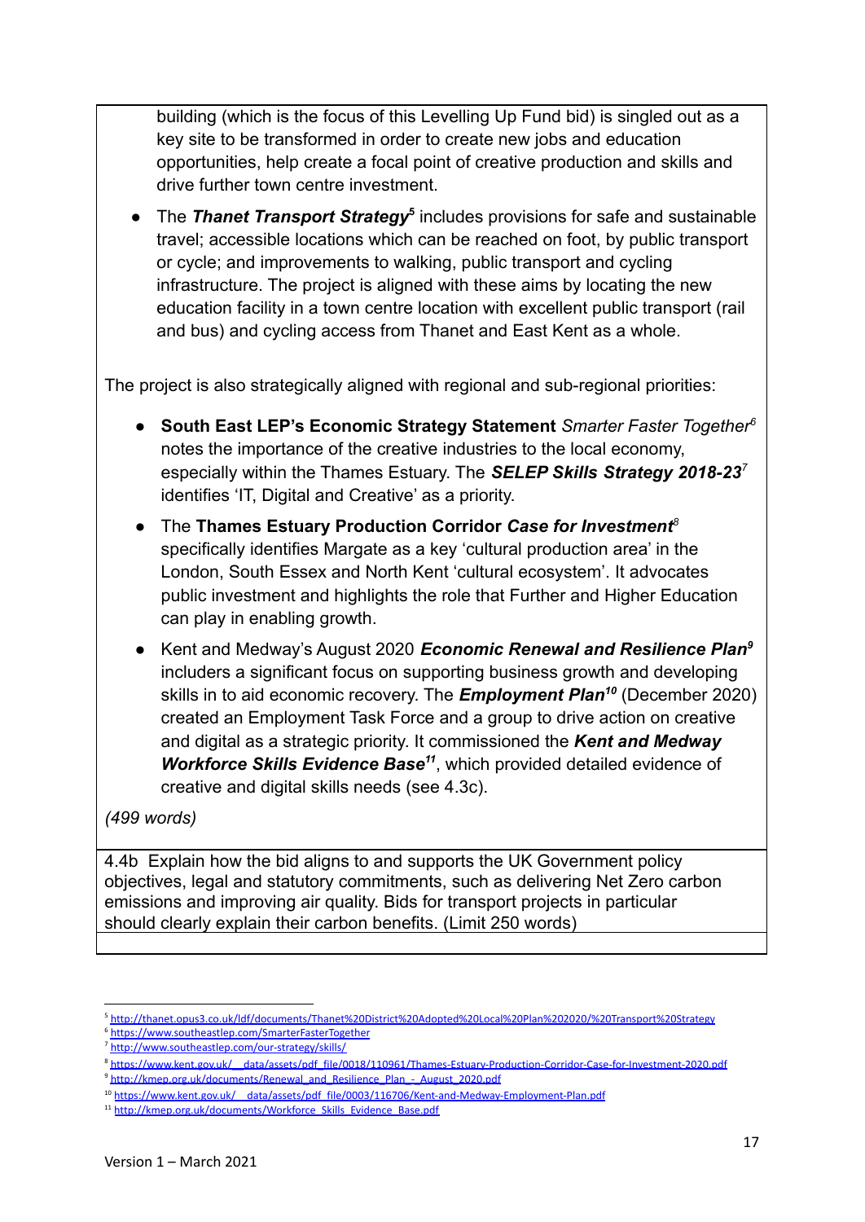building (which is the focus of this Levelling Up Fund bid) is singled out as a key site to be transformed in order to create new jobs and education opportunities, help create a focal point of creative production and skills and drive further town centre investment.

- The ***Thanet Transport Strategy***[5] includes provisions for safe and sustainable travel; accessible locations which can be reached on foot, by public transport or cycle; and improvements to walking, public transport and cycling infrastructure. The project is aligned with these aims by locating the new education facility in a town centre location with excellent public transport (rail and bus) and cycling access from Thanet and East Kent as a whole.

The project is also strategically aligned with regional and sub-regional priorities:

- **South East LEP's Economic Strategy Statement** *Smarter Faster Together*[6] notes the importance of the creative industries to the local economy, especially within the Thames Estuary. The ***SELEP Skills Strategy 2018-23***[7] identifies 'IT, Digital and Creative' as a priority.
- The **Thames Estuary Production Corridor** ***Case for Investment***[8] specifically identifies Margate as a key 'cultural production area' in the London, South Essex and North Kent 'cultural ecosystem'. It advocates public investment and highlights the role that Further and Higher Education can play in enabling growth.
- Kent and Medway's August 2020 ***Economic Renewal and Resilience Plan***[9] includers a significant focus on supporting business growth and developing skills in to aid economic recovery. The ***Employment Plan***[10] (December 2020) created an Employment Task Force and a group to drive action on creative and digital as a strategic priority. It commissioned the ***Kent and Medway Workforce Skills Evidence Base***[11], which provided detailed evidence of creative and digital skills needs (see 4.3c).

*(499 words)*

4.4b Explain how the bid aligns to and supports the UK Government policy objectives, legal and statutory commitments, such as delivering Net Zero carbon emissions and improving air quality. Bids for transport projects in particular should clearly explain their carbon benefits. (Limit 250 words)

---

[5] http://thanet.opus3.co.uk/ldf/documents/Thanet%20District%20Adopted%20Local%20Plan%202020/%20Transport%20Strategy
[6] https://www.southeastlep.com/SmarterFasterTogether
[7] http://www.southeastlep.com/our-strategy/skills/
[8] https://www.kent.gov.uk/__data/assets/pdf_file/0018/110961/Thames-Estuary-Production-Corridor-Case-for-Investment-2020.pdf
[9] http://kmep.org.uk/documents/Renewal_and_Resilience_Plan_-_August_2020.pdf
[10] https://www.kent.gov.uk/__data/assets/pdf_file/0003/116706/Kent-and-Medway-Employment-Plan.pdf
[11] http://kmep.org.uk/documents/Workforce_Skills_Evidence_Base.pdf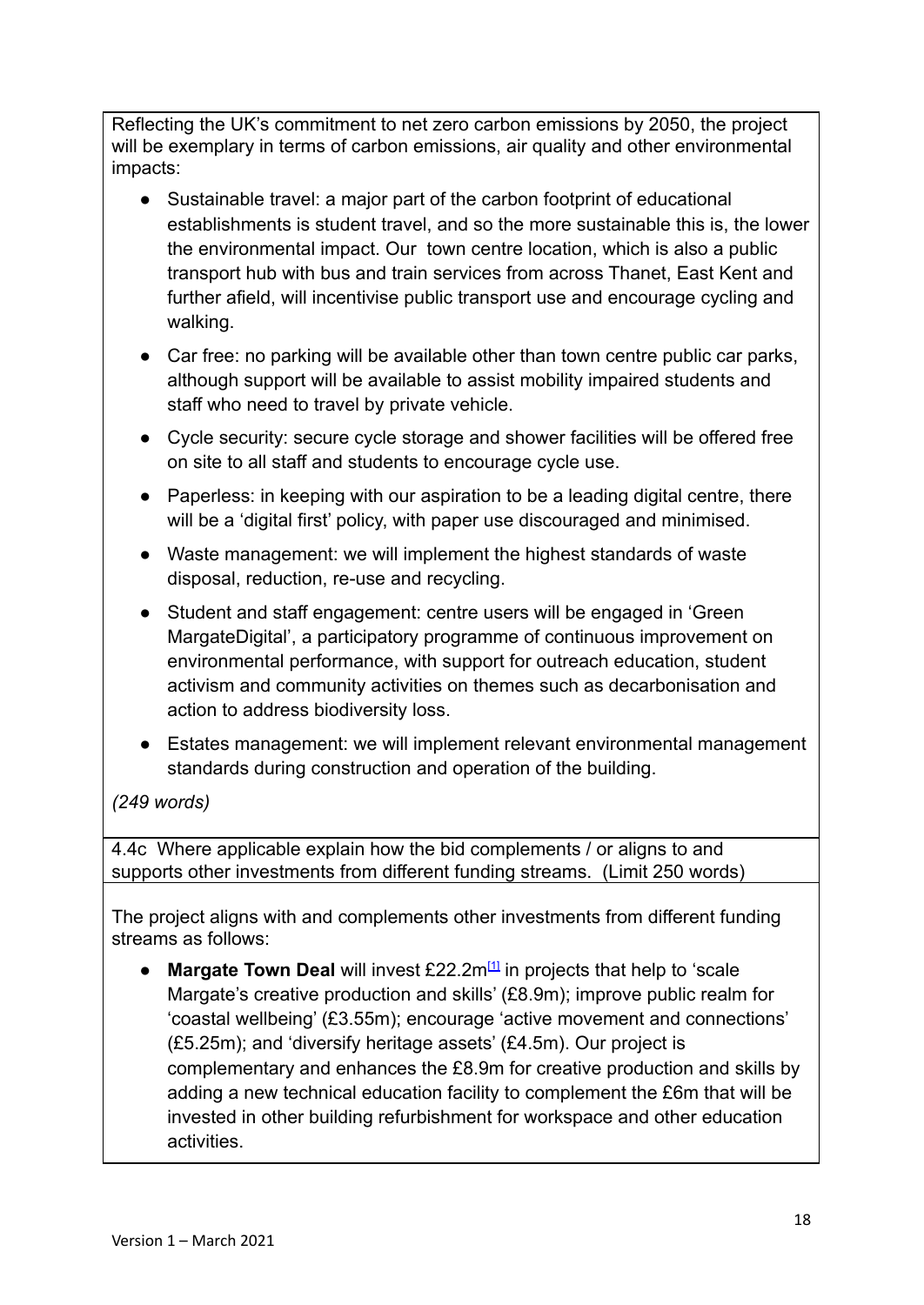Reflecting the UK's commitment to net zero carbon emissions by 2050, the project will be exemplary in terms of carbon emissions, air quality and other environmental impacts:

- Sustainable travel: a major part of the carbon footprint of educational establishments is student travel, and so the more sustainable this is, the lower the environmental impact. Our town centre location, which is also a public transport hub with bus and train services from across Thanet, East Kent and further afield, will incentivise public transport use and encourage cycling and walking.
- Car free: no parking will be available other than town centre public car parks, although support will be available to assist mobility impaired students and staff who need to travel by private vehicle.
- Cycle security: secure cycle storage and shower facilities will be offered free on site to all staff and students to encourage cycle use.
- Paperless: in keeping with our aspiration to be a leading digital centre, there will be a 'digital first' policy, with paper use discouraged and minimised.
- Waste management: we will implement the highest standards of waste disposal, reduction, re-use and recycling.
- Student and staff engagement: centre users will be engaged in 'Green MargateDigital', a participatory programme of continuous improvement on environmental performance, with support for outreach education, student activism and community activities on themes such as decarbonisation and action to address biodiversity loss.
- Estates management: we will implement relevant environmental management standards during construction and operation of the building.

*(249 words)*

4.4c Where applicable explain how the bid complements / or aligns to and supports other investments from different funding streams. (Limit 250 words)

The project aligns with and complements other investments from different funding streams as follows:

- **Margate Town Deal** will invest £22.2m[1] in projects that help to 'scale Margate's creative production and skills' (£8.9m); improve public realm for 'coastal wellbeing' (£3.55m); encourage 'active movement and connections' (£5.25m); and 'diversify heritage assets' (£4.5m). Our project is complementary and enhances the £8.9m for creative production and skills by adding a new technical education facility to complement the £6m that will be invested in other building refurbishment for workspace and other education activities.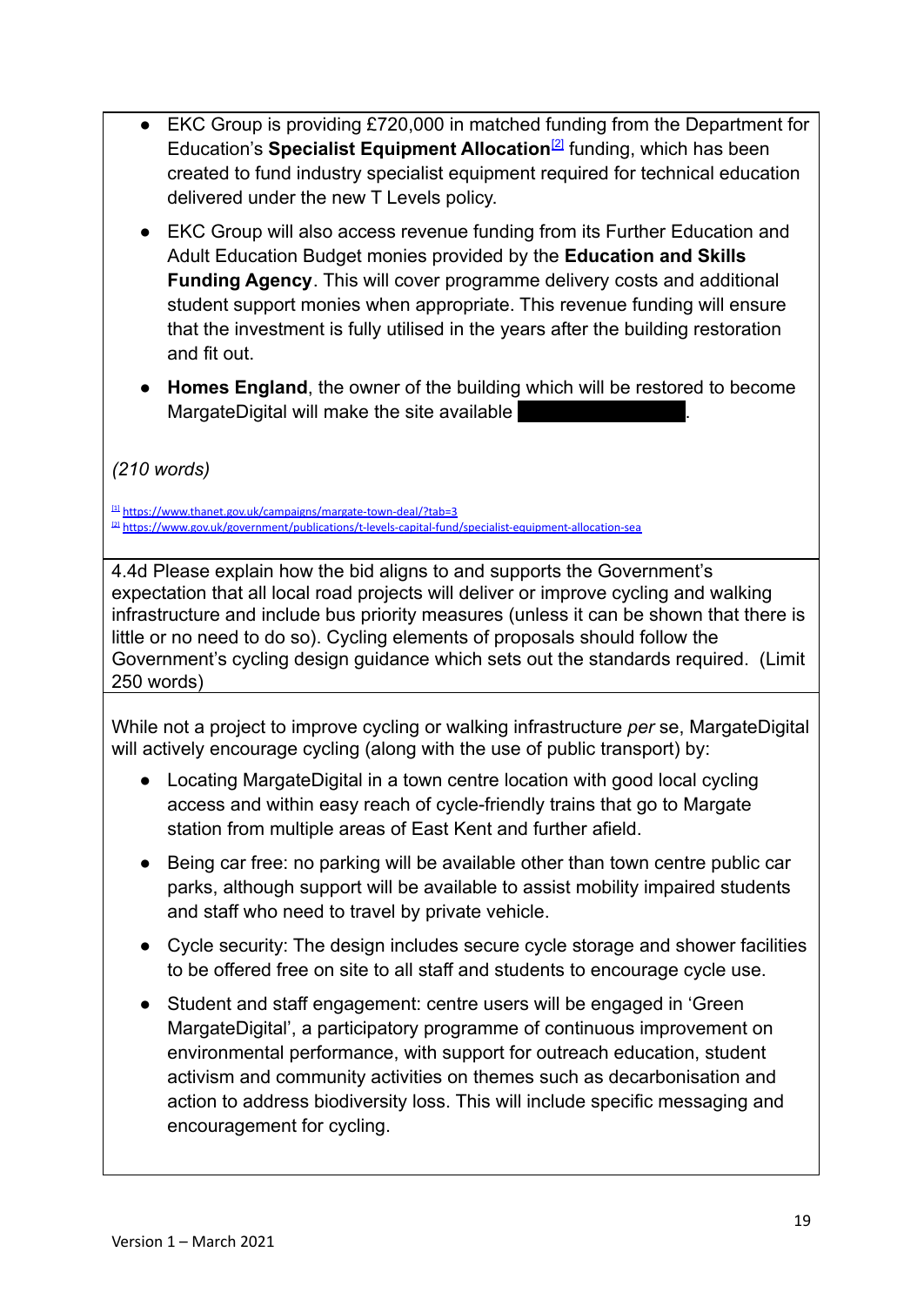- EKC Group is providing £720,000 in matched funding from the Department for Education's **Specialist Equipment Allocation**[2] funding, which has been created to fund industry specialist equipment required for technical education delivered under the new T Levels policy.

- EKC Group will also access revenue funding from its Further Education and Adult Education Budget monies provided by the **Education and Skills Funding Agency**. This will cover programme delivery costs and additional student support monies when appropriate. This revenue funding will ensure that the investment is fully utilised in the years after the building restoration and fit out.

- **Homes England**, the owner of the building which will be restored to become MargateDigital will make the site available ██████████.

*(210 words)*

[1] https://www.thanet.gov.uk/campaigns/margate-town-deal/?tab=3
[2] https://www.gov.uk/government/publications/t-levels-capital-fund/specialist-equipment-allocation-sea

4.4d Please explain how the bid aligns to and supports the Government's expectation that all local road projects will deliver or improve cycling and walking infrastructure and include bus priority measures (unless it can be shown that there is little or no need to do so). Cycling elements of proposals should follow the Government's cycling design guidance which sets out the standards required. (Limit 250 words)

While not a project to improve cycling or walking infrastructure *per* se, MargateDigital will actively encourage cycling (along with the use of public transport) by:

- Locating MargateDigital in a town centre location with good local cycling access and within easy reach of cycle-friendly trains that go to Margate station from multiple areas of East Kent and further afield.

- Being car free: no parking will be available other than town centre public car parks, although support will be available to assist mobility impaired students and staff who need to travel by private vehicle.

- Cycle security: The design includes secure cycle storage and shower facilities to be offered free on site to all staff and students to encourage cycle use.

- Student and staff engagement: centre users will be engaged in 'Green MargateDigital', a participatory programme of continuous improvement on environmental performance, with support for outreach education, student activism and community activities on themes such as decarbonisation and action to address biodiversity loss. This will include specific messaging and encouragement for cycling.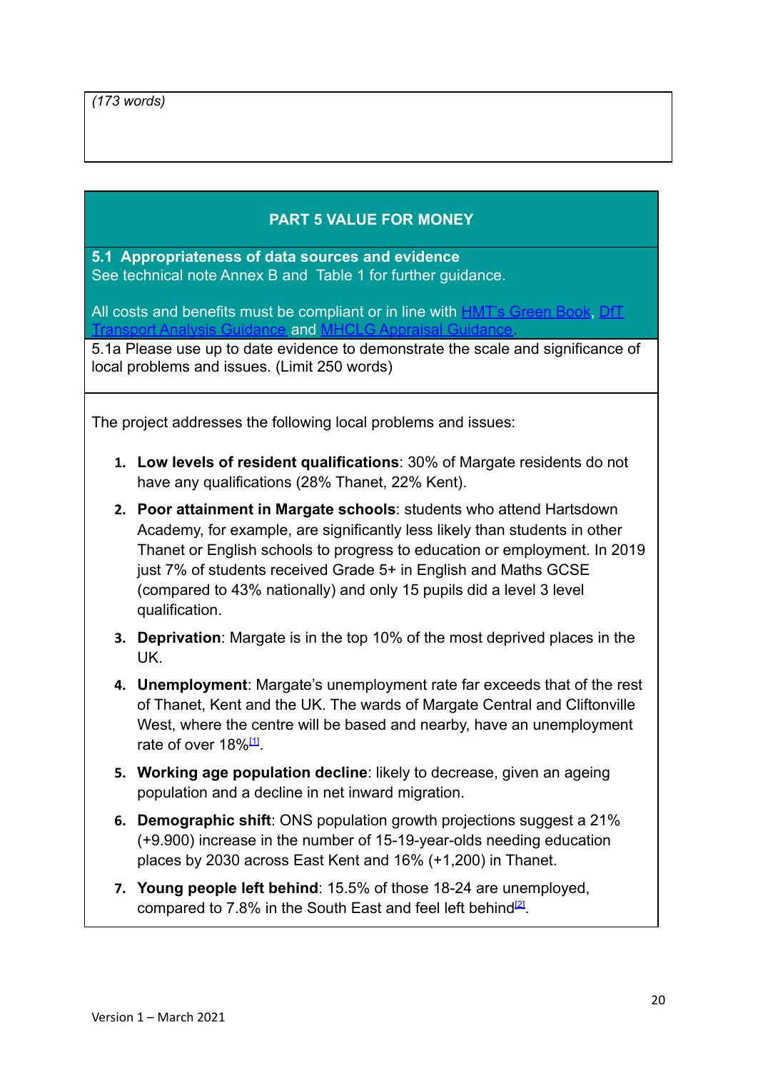*(173 words)*

## PART 5 VALUE FOR MONEY

**5.1 Appropriateness of data sources and evidence**
See technical note Annex B and Table 1 for further guidance.

All costs and benefits must be compliant or in line with HMT's Green Book, DfT Transport Analysis Guidance and MHCLG Appraisal Guidance.

5.1a Please use up to date evidence to demonstrate the scale and significance of local problems and issues. (Limit 250 words)

The project addresses the following local problems and issues:

1. **Low levels of resident qualifications**: 30% of Margate residents do not have any qualifications (28% Thanet, 22% Kent).
2. **Poor attainment in Margate schools**: students who attend Hartsdown Academy, for example, are significantly less likely than students in other Thanet or English schools to progress to education or employment. In 2019 just 7% of students received Grade 5+ in English and Maths GCSE (compared to 43% nationally) and only 15 pupils did a level 3 level qualification.
3. **Deprivation**: Margate is in the top 10% of the most deprived places in the UK.
4. **Unemployment**: Margate's unemployment rate far exceeds that of the rest of Thanet, Kent and the UK. The wards of Margate Central and Cliftonville West, where the centre will be based and nearby, have an unemployment rate of over 18%[1].
5. **Working age population decline**: likely to decrease, given an ageing population and a decline in net inward migration.
6. **Demographic shift**: ONS population growth projections suggest a 21% (+9.900) increase in the number of 15-19-year-olds needing education places by 2030 across East Kent and 16% (+1,200) in Thanet.
7. **Young people left behind**: 15.5% of those 18-24 are unemployed, compared to 7.8% in the South East and feel left behind[2].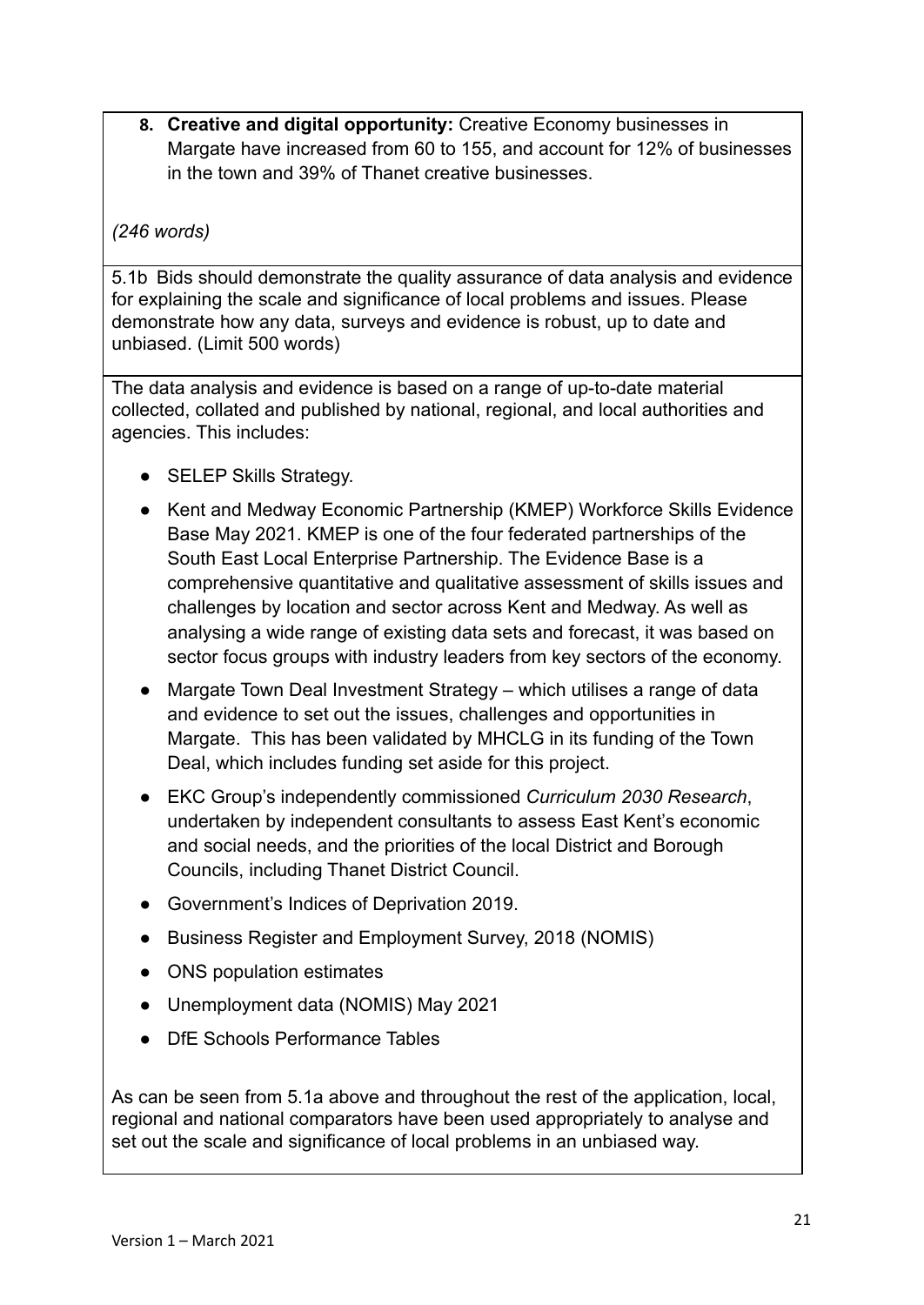8. **Creative and digital opportunity:** Creative Economy businesses in Margate have increased from 60 to 155, and account for 12% of businesses in the town and 39% of Thanet creative businesses.

*(246 words)*

5.1b Bids should demonstrate the quality assurance of data analysis and evidence for explaining the scale and significance of local problems and issues. Please demonstrate how any data, surveys and evidence is robust, up to date and unbiased. (Limit 500 words)

The data analysis and evidence is based on a range of up-to-date material collected, collated and published by national, regional, and local authorities and agencies. This includes:

- SELEP Skills Strategy.
- Kent and Medway Economic Partnership (KMEP) Workforce Skills Evidence Base May 2021. KMEP is one of the four federated partnerships of the South East Local Enterprise Partnership. The Evidence Base is a comprehensive quantitative and qualitative assessment of skills issues and challenges by location and sector across Kent and Medway. As well as analysing a wide range of existing data sets and forecast, it was based on sector focus groups with industry leaders from key sectors of the economy.
- Margate Town Deal Investment Strategy – which utilises a range of data and evidence to set out the issues, challenges and opportunities in Margate. This has been validated by MHCLG in its funding of the Town Deal, which includes funding set aside for this project.
- EKC Group's independently commissioned *Curriculum 2030 Research*, undertaken by independent consultants to assess East Kent's economic and social needs, and the priorities of the local District and Borough Councils, including Thanet District Council.
- Government's Indices of Deprivation 2019.
- Business Register and Employment Survey, 2018 (NOMIS)
- ONS population estimates
- Unemployment data (NOMIS) May 2021
- DfE Schools Performance Tables

As can be seen from 5.1a above and throughout the rest of the application, local, regional and national comparators have been used appropriately to analyse and set out the scale and significance of local problems in an unbiased way.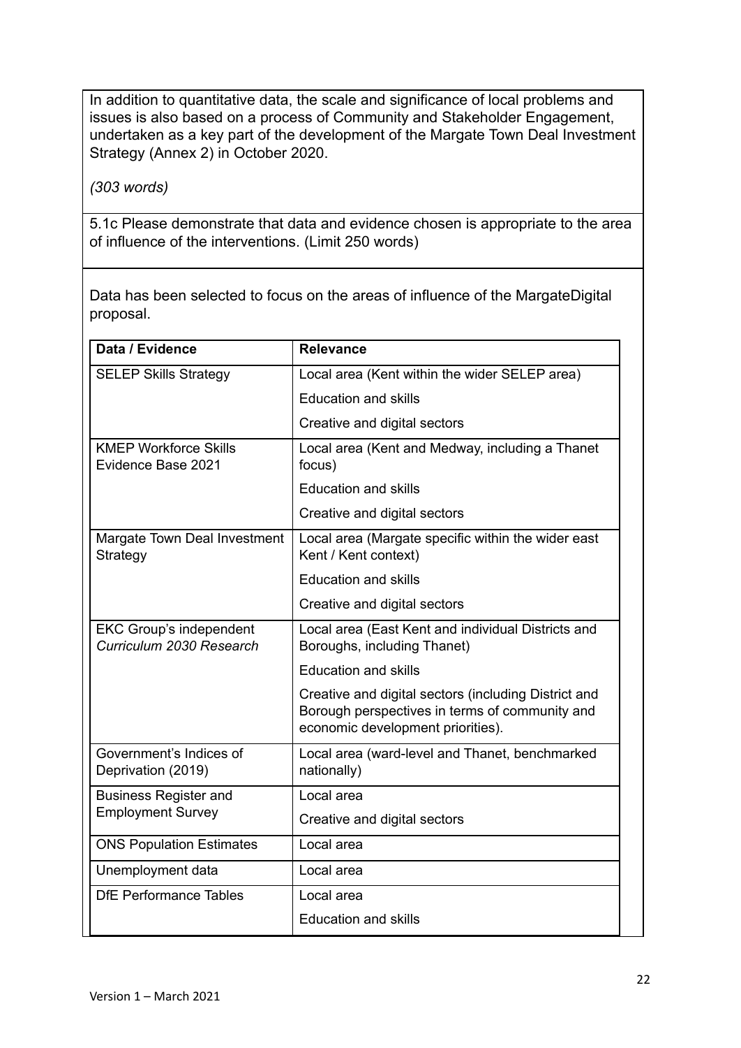In addition to quantitative data, the scale and significance of local problems and issues is also based on a process of Community and Stakeholder Engagement, undertaken as a key part of the development of the Margate Town Deal Investment Strategy (Annex 2) in October 2020.

*(303 words)*

5.1c Please demonstrate that data and evidence chosen is appropriate to the area of influence of the interventions. (Limit 250 words)

Data has been selected to focus on the areas of influence of the MargateDigital proposal.

| Data / Evidence | Relevance |
| --- | --- |
| SELEP Skills Strategy | Local area (Kent within the wider SELEP area) |
| | Education and skills |
| | Creative and digital sectors |
| KMEP Workforce Skills Evidence Base 2021 | Local area (Kent and Medway, including a Thanet focus) |
| | Education and skills |
| | Creative and digital sectors |
| Margate Town Deal Investment Strategy | Local area (Margate specific within the wider east Kent / Kent context) |
| | Education and skills |
| | Creative and digital sectors |
| EKC Group's independent *Curriculum 2030 Research* | Local area (East Kent and individual Districts and Boroughs, including Thanet) |
| | Education and skills |
| | Creative and digital sectors (including District and Borough perspectives in terms of community and economic development priorities). |
| Government's Indices of Deprivation (2019) | Local area (ward-level and Thanet, benchmarked nationally) |
| Business Register and Employment Survey | Local area |
| | Creative and digital sectors |
| ONS Population Estimates | Local area |
| Unemployment data | Local area |
| DfE Performance Tables | Local area |
| | Education and skills |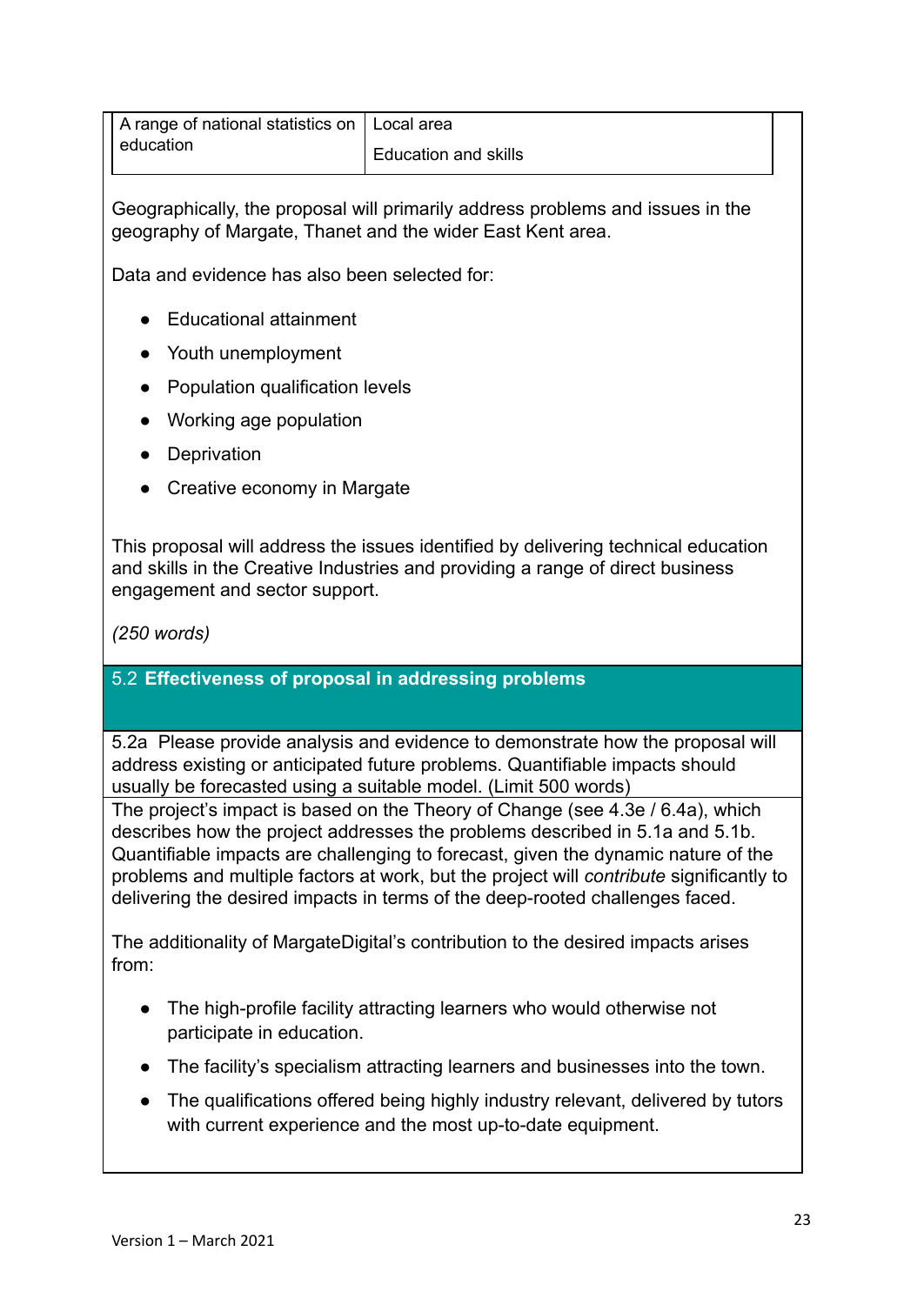| A range of national statistics on education | Local area<br>Education and skills |
|---|---|

Geographically, the proposal will primarily address problems and issues in the geography of Margate, Thanet and the wider East Kent area.

Data and evidence has also been selected for:

- Educational attainment
- Youth unemployment
- Population qualification levels
- Working age population
- Deprivation
- Creative economy in Margate

This proposal will address the issues identified by delivering technical education and skills in the Creative Industries and providing a range of direct business engagement and sector support.

*(250 words)*

## 5.2 **Effectiveness of proposal in addressing problems**

5.2a Please provide analysis and evidence to demonstrate how the proposal will address existing or anticipated future problems. Quantifiable impacts should usually be forecasted using a suitable model. (Limit 500 words)

The project's impact is based on the Theory of Change (see 4.3e / 6.4a), which describes how the project addresses the problems described in 5.1a and 5.1b. Quantifiable impacts are challenging to forecast, given the dynamic nature of the problems and multiple factors at work, but the project will *contribute* significantly to delivering the desired impacts in terms of the deep-rooted challenges faced.

The additionality of MargateDigital's contribution to the desired impacts arises from:

- The high-profile facility attracting learners who would otherwise not participate in education.
- The facility's specialism attracting learners and businesses into the town.
- The qualifications offered being highly industry relevant, delivered by tutors with current experience and the most up-to-date equipment.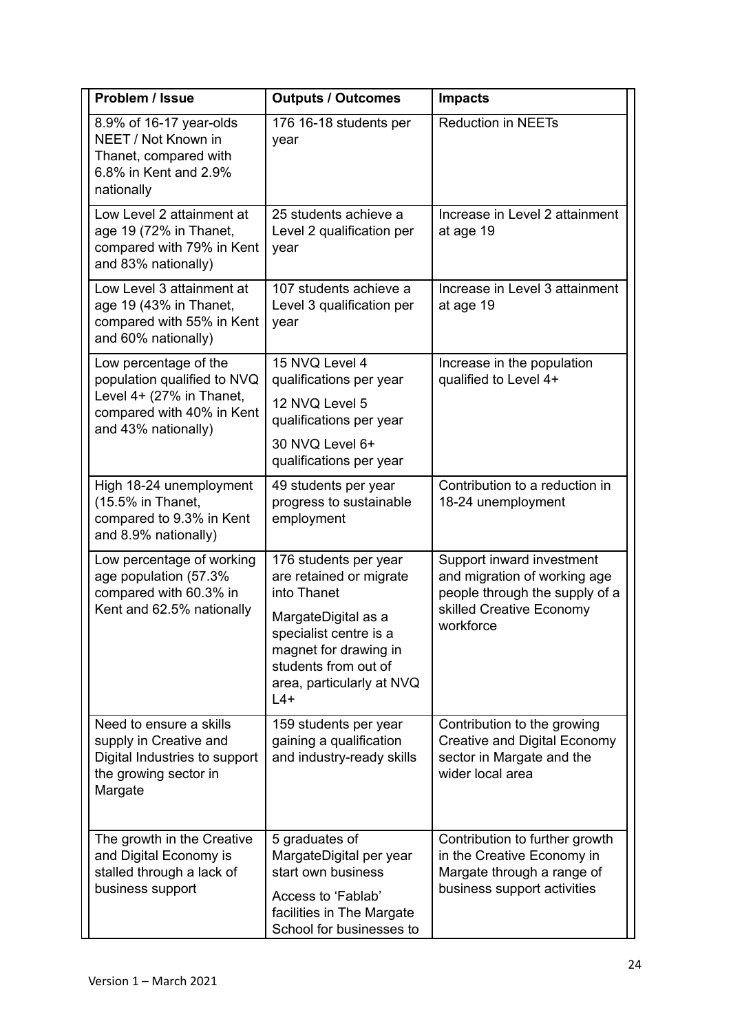| Problem / Issue | Outputs / Outcomes | Impacts |
|---|---|---|
| 8.9% of 16-17 year-olds NEET / Not Known in Thanet, compared with 6.8% in Kent and 2.9% nationally | 176 16-18 students per year | Reduction in NEETs |
| Low Level 2 attainment at age 19 (72% in Thanet, compared with 79% in Kent and 83% nationally) | 25 students achieve a Level 2 qualification per year | Increase in Level 2 attainment at age 19 |
| Low Level 3 attainment at age 19 (43% in Thanet, compared with 55% in Kent and 60% nationally) | 107 students achieve a Level 3 qualification per year | Increase in Level 3 attainment at age 19 |
| Low percentage of the population qualified to NVQ Level 4+ (27% in Thanet, compared with 40% in Kent and 43% nationally) | 15 NVQ Level 4 qualifications per year<br>12 NVQ Level 5 qualifications per year<br>30 NVQ Level 6+ qualifications per year | Increase in the population qualified to Level 4+ |
| High 18-24 unemployment (15.5% in Thanet, compared to 9.3% in Kent and 8.9% nationally) | 49 students per year progress to sustainable employment | Contribution to a reduction in 18-24 unemployment |
| Low percentage of working age population (57.3% compared with 60.3% in Kent and 62.5% nationally | 176 students per year are retained or migrate into Thanet<br>MargateDigital as a specialist centre is a magnet for drawing in students from out of area, particularly at NVQ L4+ | Support inward investment and migration of working age people through the supply of a skilled Creative Economy workforce |
| Need to ensure a skills supply in Creative and Digital Industries to support the growing sector in Margate | 159 students per year gaining a qualification and industry-ready skills | Contribution to the growing Creative and Digital Economy sector in Margate and the wider local area |
| The growth in the Creative and Digital Economy is stalled through a lack of business support | 5 graduates of MargateDigital per year start own business<br>Access to 'Fablab' facilities in The Margate School for businesses to | Contribution to further growth in the Creative Economy in Margate through a range of business support activities |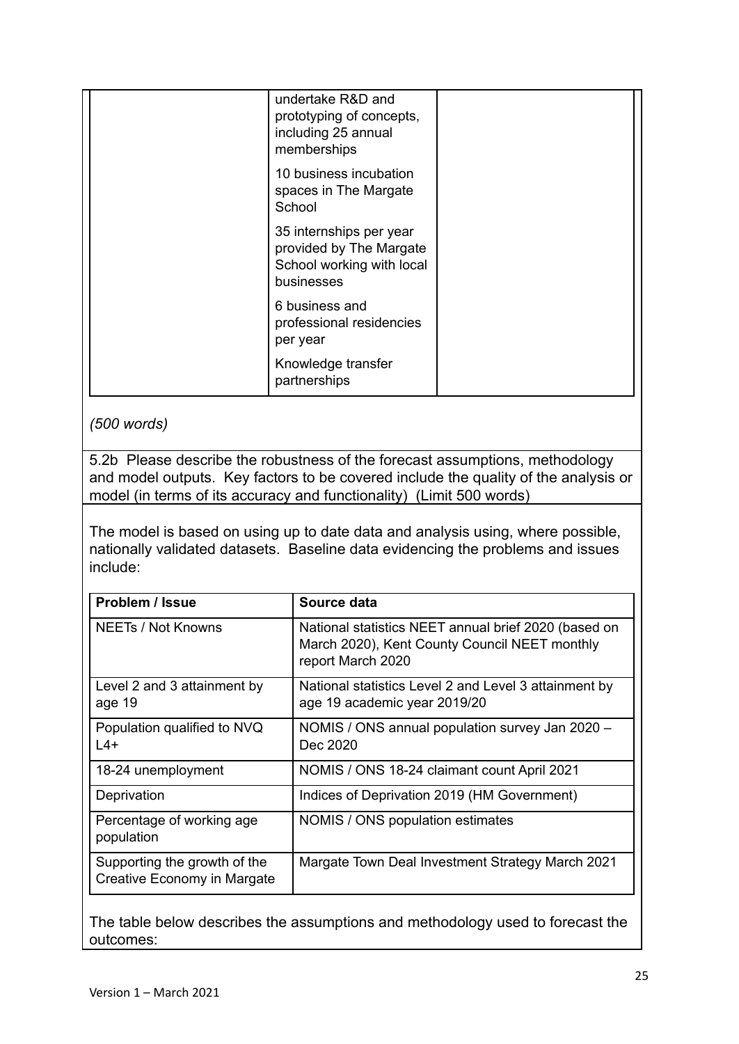| | undertake R&D and prototyping of concepts, including 25 annual memberships<br><br>10 business incubation spaces in The Margate School<br><br>35 internships per year provided by The Margate School working with local businesses<br><br>6 business and professional residencies per year<br><br>Knowledge transfer partnerships | |
|---|---|---|

*(500 words)*

5.2b Please describe the robustness of the forecast assumptions, methodology and model outputs. Key factors to be covered include the quality of the analysis or model (in terms of its accuracy and functionality) (Limit 500 words)

The model is based on using up to date data and analysis using, where possible, nationally validated datasets. Baseline data evidencing the problems and issues include:

| Problem / Issue | Source data |
|---|---|
| NEETs / Not Knowns | National statistics NEET annual brief 2020 (based on March 2020), Kent County Council NEET monthly report March 2020 |
| Level 2 and 3 attainment by age 19 | National statistics Level 2 and Level 3 attainment by age 19 academic year 2019/20 |
| Population qualified to NVQ L4+ | NOMIS / ONS annual population survey Jan 2020 – Dec 2020 |
| 18-24 unemployment | NOMIS / ONS 18-24 claimant count April 2021 |
| Deprivation | Indices of Deprivation 2019 (HM Government) |
| Percentage of working age population | NOMIS / ONS population estimates |
| Supporting the growth of the Creative Economy in Margate | Margate Town Deal Investment Strategy March 2021 |

The table below describes the assumptions and methodology used to forecast the outcomes: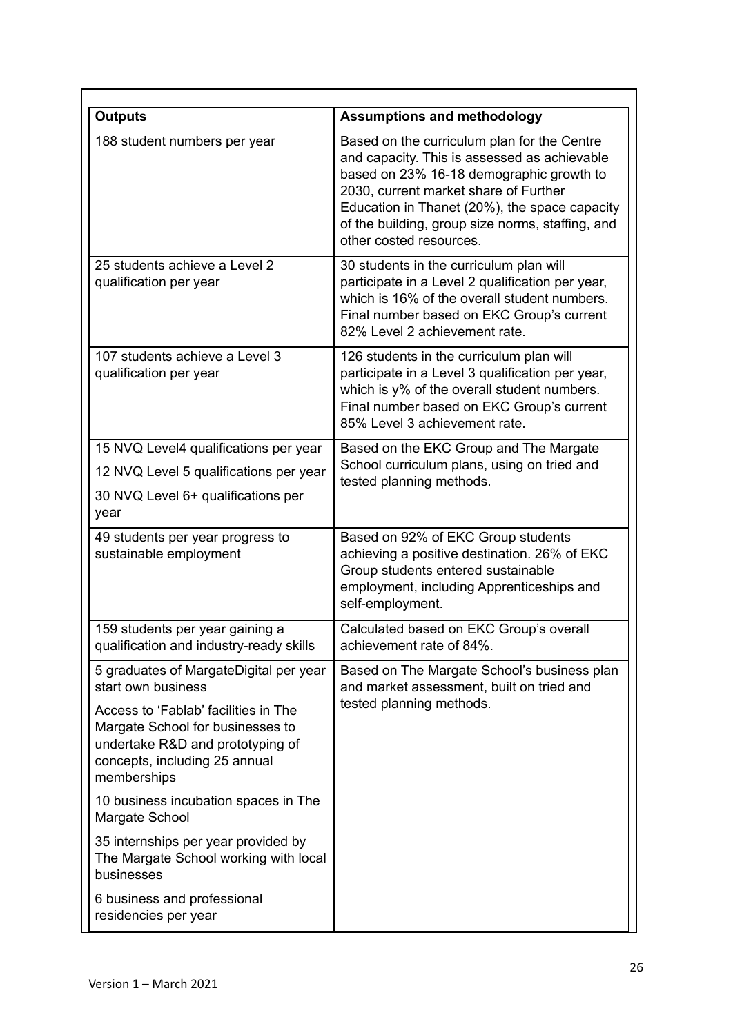| Outputs | Assumptions and methodology |
| --- | --- |
| 188 student numbers per year | Based on the curriculum plan for the Centre and capacity. This is assessed as achievable based on 23% 16-18 demographic growth to 2030, current market share of Further Education in Thanet (20%), the space capacity of the building, group size norms, staffing, and other costed resources. |
| 25 students achieve a Level 2 qualification per year | 30 students in the curriculum plan will participate in a Level 2 qualification per year, which is 16% of the overall student numbers. Final number based on EKC Group's current 82% Level 2 achievement rate. |
| 107 students achieve a Level 3 qualification per year | 126 students in the curriculum plan will participate in a Level 3 qualification per year, which is y% of the overall student numbers. Final number based on EKC Group's current 85% Level 3 achievement rate. |
| 15 NVQ Level4 qualifications per year<br>12 NVQ Level 5 qualifications per year<br>30 NVQ Level 6+ qualifications per year | Based on the EKC Group and The Margate School curriculum plans, using on tried and tested planning methods. |
| 49 students per year progress to sustainable employment | Based on 92% of EKC Group students achieving a positive destination. 26% of EKC Group students entered sustainable employment, including Apprenticeships and self-employment. |
| 159 students per year gaining a qualification and industry-ready skills | Calculated based on EKC Group's overall achievement rate of 84%. |
| 5 graduates of MargateDigital per year start own business<br>Access to 'Fablab' facilities in The Margate School for businesses to undertake R&D and prototyping of concepts, including 25 annual memberships<br>10 business incubation spaces in The Margate School<br>35 internships per year provided by The Margate School working with local businesses<br>6 business and professional residencies per year | Based on The Margate School's business plan and market assessment, built on tried and tested planning methods. |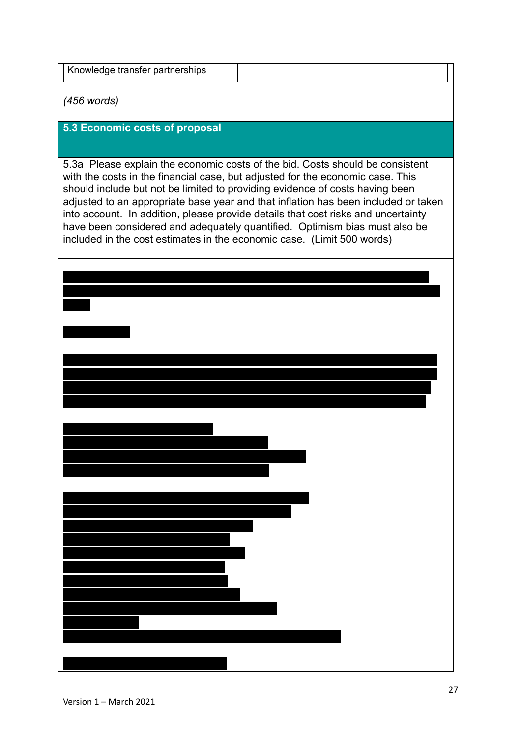| Knowledge transfer partnerships | |
|---|---|

*(456 words)*

## 5.3 Economic costs of proposal

5.3a Please explain the economic costs of the bid. Costs should be consistent with the costs in the financial case, but adjusted for the economic case. This should include but not be limited to providing evidence of costs having been adjusted to an appropriate base year and that inflation has been included or taken into account. In addition, please provide details that cost risks and uncertainty have been considered and adequately quantified. Optimism bias must also be included in the cost estimates in the economic case. (Limit 500 words)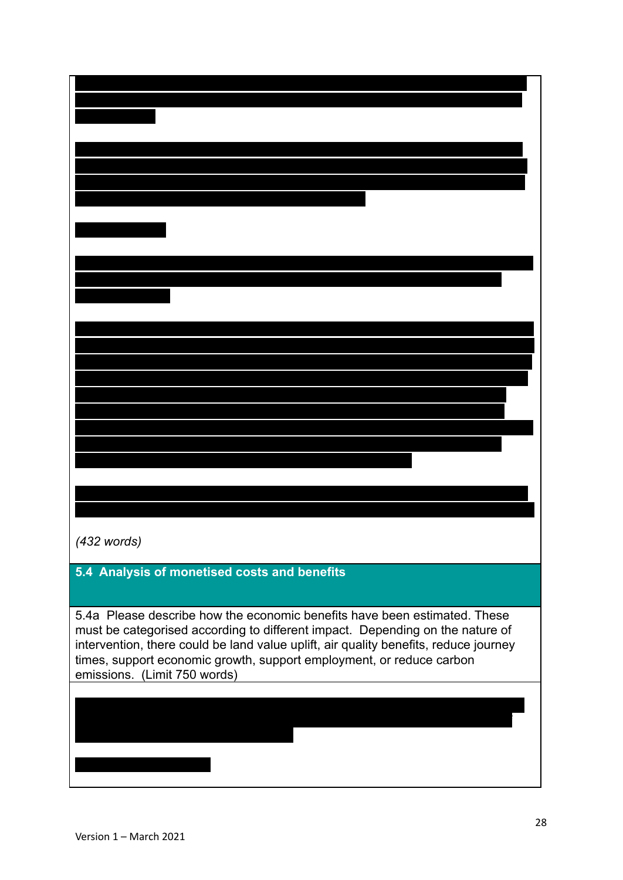(432 words)

## 5.4 Analysis of monetised costs and benefits

5.4a Please describe how the economic benefits have been estimated. These must be categorised according to different impact. Depending on the nature of intervention, there could be land value uplift, air quality benefits, reduce journey times, support economic growth, support employment, or reduce carbon emissions. (Limit 750 words)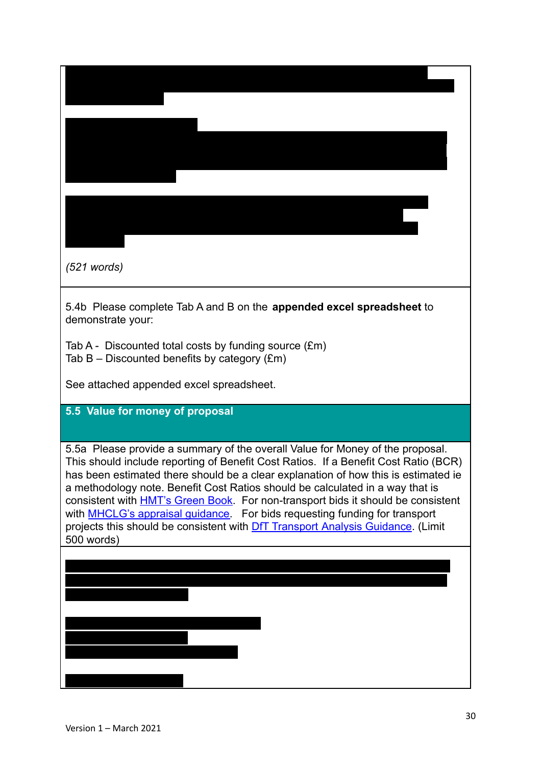(521 words)

5.4b Please complete Tab A and B on the **appended excel spreadsheet** to demonstrate your:

Tab A - Discounted total costs by funding source (£m)
Tab B – Discounted benefits by category (£m)

See attached appended excel spreadsheet.

## 5.5 Value for money of proposal

5.5a Please provide a summary of the overall Value for Money of the proposal. This should include reporting of Benefit Cost Ratios. If a Benefit Cost Ratio (BCR) has been estimated there should be a clear explanation of how this is estimated ie a methodology note. Benefit Cost Ratios should be calculated in a way that is consistent with HMT's Green Book. For non-transport bids it should be consistent with MHCLG's appraisal guidance. For bids requesting funding for transport projects this should be consistent with DfT Transport Analysis Guidance. (Limit 500 words)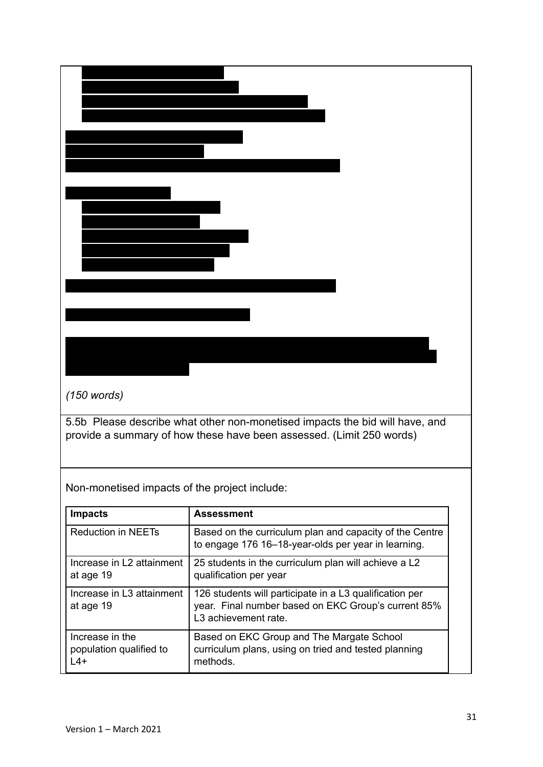*(150 words)*

5.5b Please describe what other non-monetised impacts the bid will have, and provide a summary of how these have been assessed. (Limit 250 words)

Non-monetised impacts of the project include:

| Impacts | Assessment |
|---|---|
| Reduction in NEETs | Based on the curriculum plan and capacity of the Centre to engage 176 16–18-year-olds per year in learning. |
| Increase in L2 attainment at age 19 | 25 students in the curriculum plan will achieve a L2 qualification per year |
| Increase in L3 attainment at age 19 | 126 students will participate in a L3 qualification per year. Final number based on EKC Group's current 85% L3 achievement rate. |
| Increase in the population qualified to L4+ | Based on EKC Group and The Margate School curriculum plans, using on tried and tested planning methods. |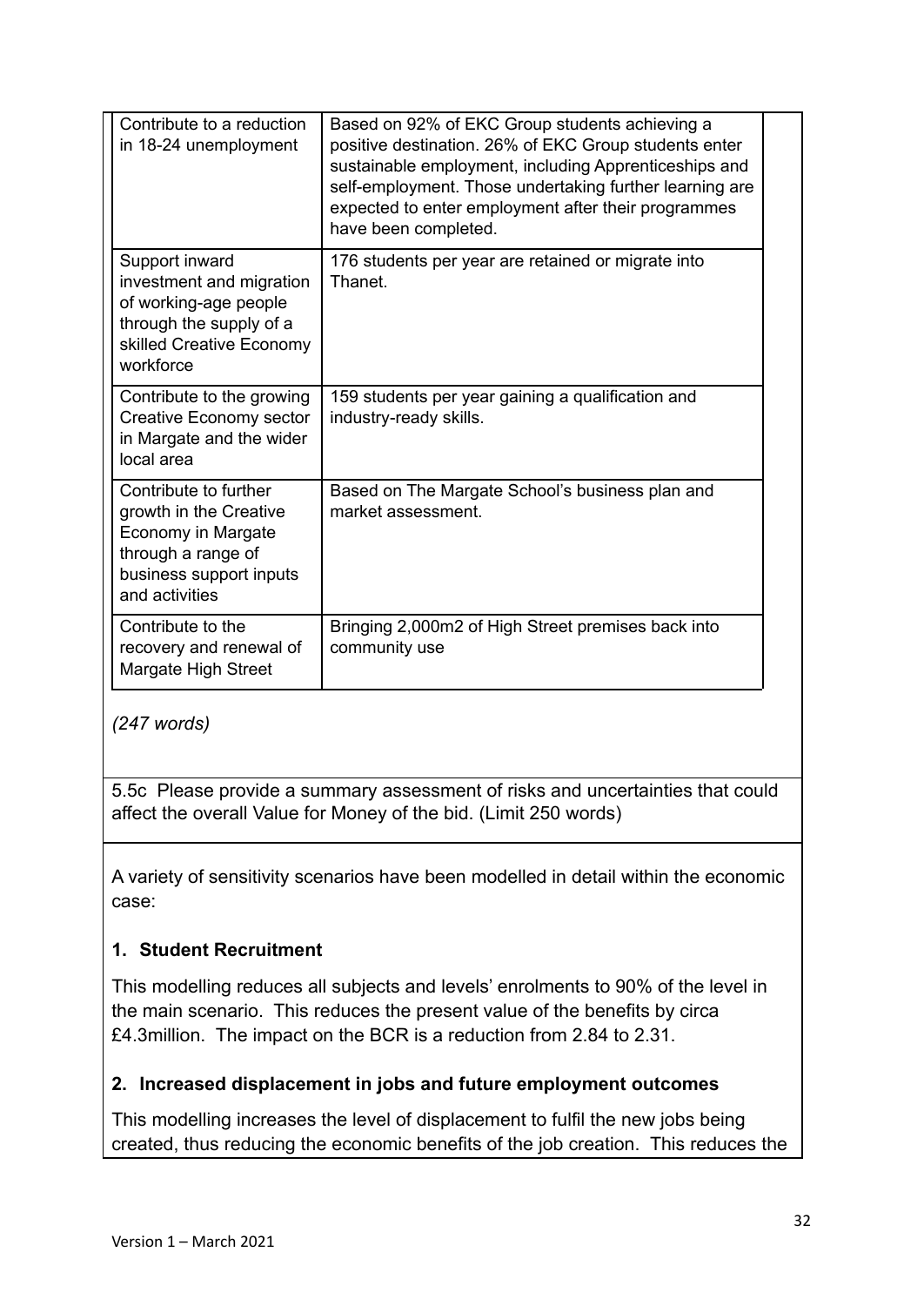| | |
|---|---|
| Contribute to a reduction in 18-24 unemployment | Based on 92% of EKC Group students achieving a positive destination. 26% of EKC Group students enter sustainable employment, including Apprenticeships and self-employment. Those undertaking further learning are expected to enter employment after their programmes have been completed. |
| Support inward investment and migration of working-age people through the supply of a skilled Creative Economy workforce | 176 students per year are retained or migrate into Thanet. |
| Contribute to the growing Creative Economy sector in Margate and the wider local area | 159 students per year gaining a qualification and industry-ready skills. |
| Contribute to further growth in the Creative Economy in Margate through a range of business support inputs and activities | Based on The Margate School's business plan and market assessment. |
| Contribute to the recovery and renewal of Margate High Street | Bringing 2,000m2 of High Street premises back into community use |

*(247 words)*

5.5c Please provide a summary assessment of risks and uncertainties that could affect the overall Value for Money of the bid. (Limit 250 words)

A variety of sensitivity scenarios have been modelled in detail within the economic case:

**1. Student Recruitment**

This modelling reduces all subjects and levels' enrolments to 90% of the level in the main scenario. This reduces the present value of the benefits by circa £4.3million. The impact on the BCR is a reduction from 2.84 to 2.31.

**2. Increased displacement in jobs and future employment outcomes**

This modelling increases the level of displacement to fulfil the new jobs being created, thus reducing the economic benefits of the job creation. This reduces the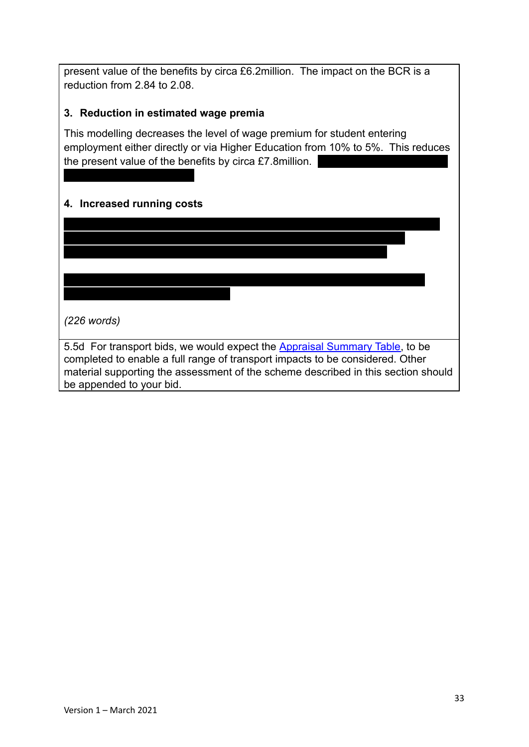present value of the benefits by circa £6.2million. The impact on the BCR is a reduction from 2.84 to 2.08.

**3. Reduction in estimated wage premia**

This modelling decreases the level of wage premium for student entering employment either directly or via Higher Education from 10% to 5%. This reduces the present value of the benefits by circa £7.8million.

**4. Increased running costs**

*(226 words)*

5.5d For transport bids, we would expect the Appraisal Summary Table, to be completed to enable a full range of transport impacts to be considered. Other material supporting the assessment of the scheme described in this section should be appended to your bid.

Version 1 – March 2021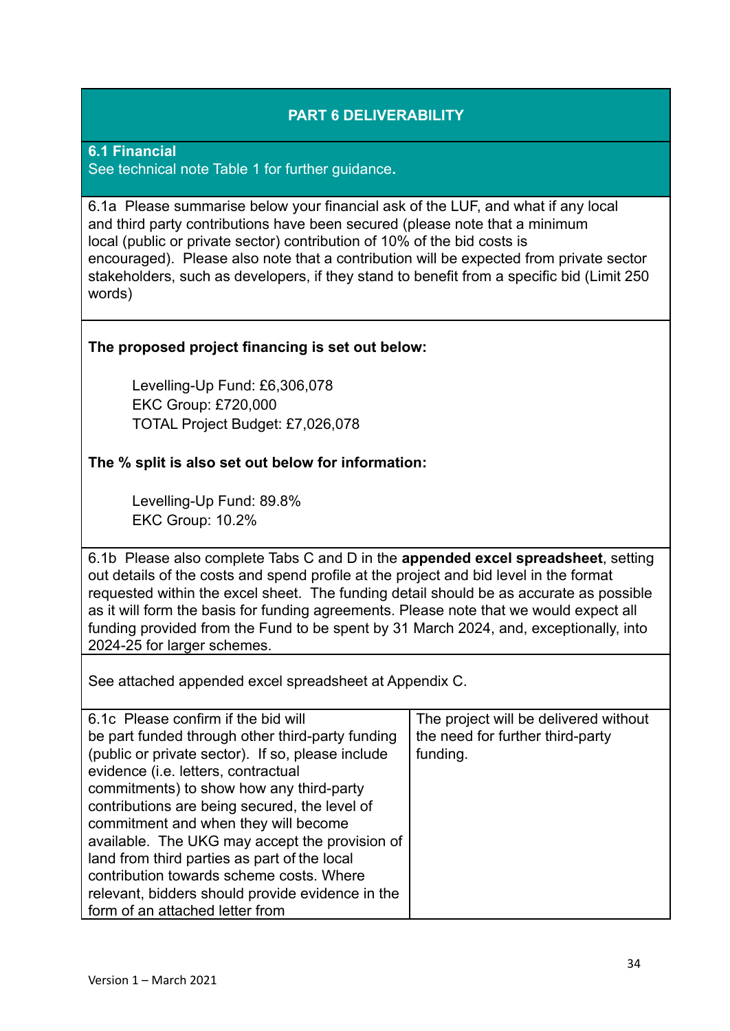## PART 6 DELIVERABILITY

### 6.1 Financial

See technical note Table 1 for further guidance.

6.1a Please summarise below your financial ask of the LUF, and what if any local and third party contributions have been secured (please note that a minimum local (public or private sector) contribution of 10% of the bid costs is encouraged). Please also note that a contribution will be expected from private sector stakeholders, such as developers, if they stand to benefit from a specific bid (Limit 250 words)

**The proposed project financing is set out below:**

Levelling-Up Fund: £6,306,078
EKC Group: £720,000
TOTAL Project Budget: £7,026,078

**The % split is also set out below for information:**

Levelling-Up Fund: 89.8%
EKC Group: 10.2%

6.1b Please also complete Tabs C and D in the **appended excel spreadsheet**, setting out details of the costs and spend profile at the project and bid level in the format requested within the excel sheet. The funding detail should be as accurate as possible as it will form the basis for funding agreements. Please note that we would expect all funding provided from the Fund to be spent by 31 March 2024, and, exceptionally, into 2024-25 for larger schemes.

See attached appended excel spreadsheet at Appendix C.

| 6.1c Please confirm if the bid will be part funded through other third-party funding (public or private sector). If so, please include evidence (i.e. letters, contractual commitments) to show how any third-party contributions are being secured, the level of commitment and when they will become available. The UKG may accept the provision of land from third parties as part of the local contribution towards scheme costs. Where relevant, bidders should provide evidence in the form of an attached letter from | The project will be delivered without the need for further third-party funding. |
|---|---|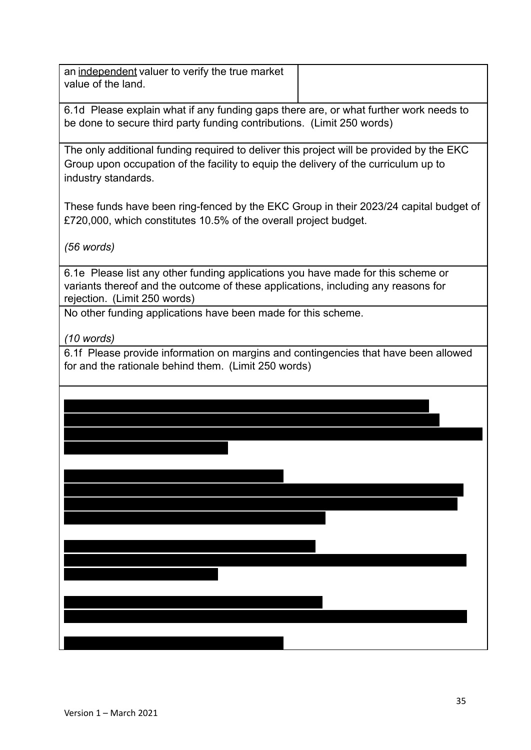| an independent valuer to verify the true market value of the land. | |
|---|---|

6.1d Please explain what if any funding gaps there are, or what further work needs to be done to secure third party funding contributions. (Limit 250 words)

The only additional funding required to deliver this project will be provided by the EKC Group upon occupation of the facility to equip the delivery of the curriculum up to industry standards.

These funds have been ring-fenced by the EKC Group in their 2023/24 capital budget of £720,000, which constitutes 10.5% of the overall project budget.

*(56 words)*

6.1e Please list any other funding applications you have made for this scheme or variants thereof and the outcome of these applications, including any reasons for rejection. (Limit 250 words)

No other funding applications have been made for this scheme.

*(10 words)*

6.1f Please provide information on margins and contingencies that have been allowed for and the rationale behind them. (Limit 250 words)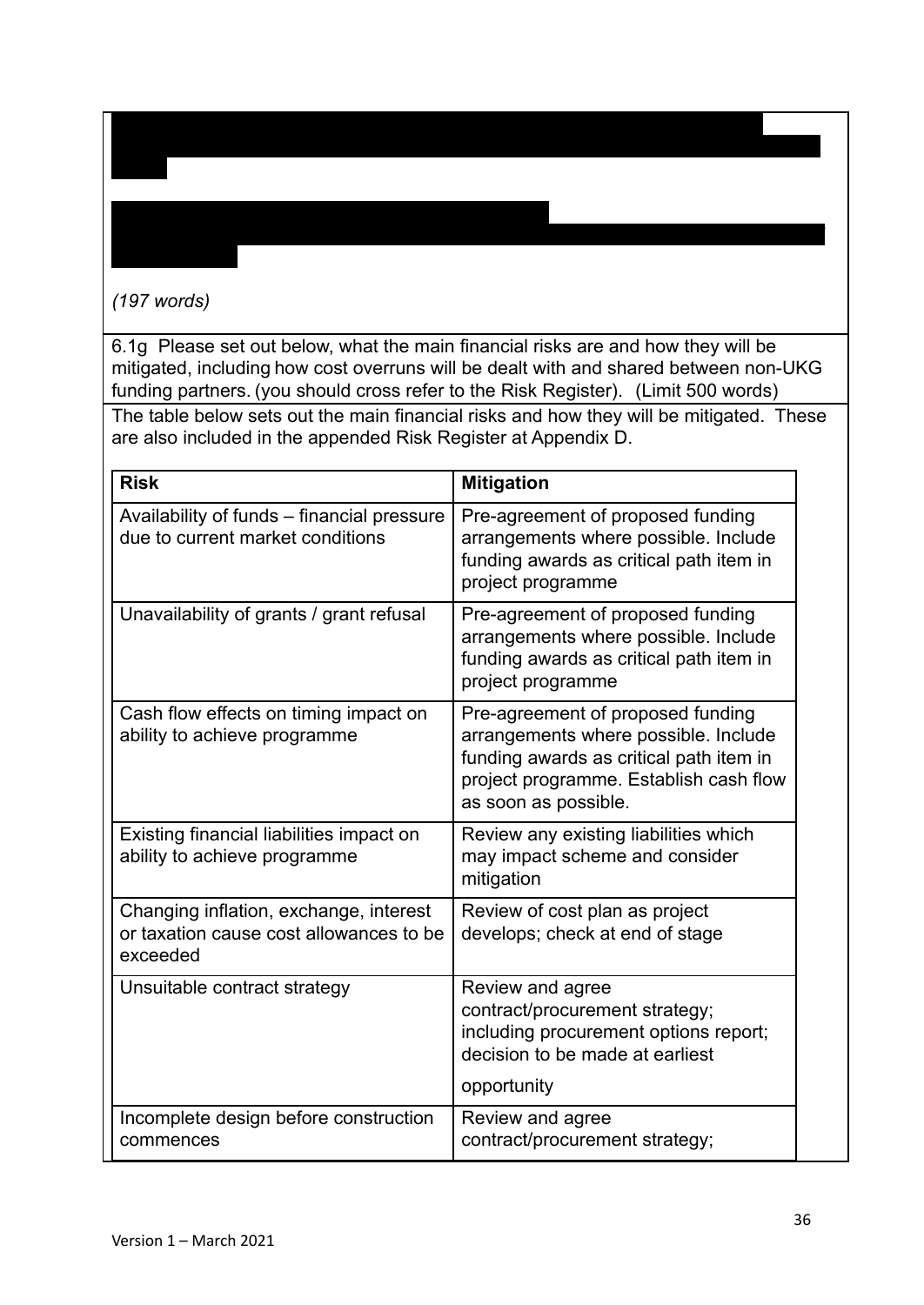*(197 words)*

6.1g Please set out below, what the main financial risks are and how they will be mitigated, including how cost overruns will be dealt with and shared between non-UKG funding partners. (you should cross refer to the Risk Register). (Limit 500 words)

The table below sets out the main financial risks and how they will be mitigated. These are also included in the appended Risk Register at Appendix D.

| Risk | Mitigation |
| --- | --- |
| Availability of funds – financial pressure due to current market conditions | Pre-agreement of proposed funding arrangements where possible. Include funding awards as critical path item in project programme |
| Unavailability of grants / grant refusal | Pre-agreement of proposed funding arrangements where possible. Include funding awards as critical path item in project programme |
| Cash flow effects on timing impact on ability to achieve programme | Pre-agreement of proposed funding arrangements where possible. Include funding awards as critical path item in project programme. Establish cash flow as soon as possible. |
| Existing financial liabilities impact on ability to achieve programme | Review any existing liabilities which may impact scheme and consider mitigation |
| Changing inflation, exchange, interest or taxation cause cost allowances to be exceeded | Review of cost plan as project develops; check at end of stage |
| Unsuitable contract strategy | Review and agree contract/procurement strategy; including procurement options report; decision to be made at earliest opportunity |
| Incomplete design before construction commences | Review and agree contract/procurement strategy; |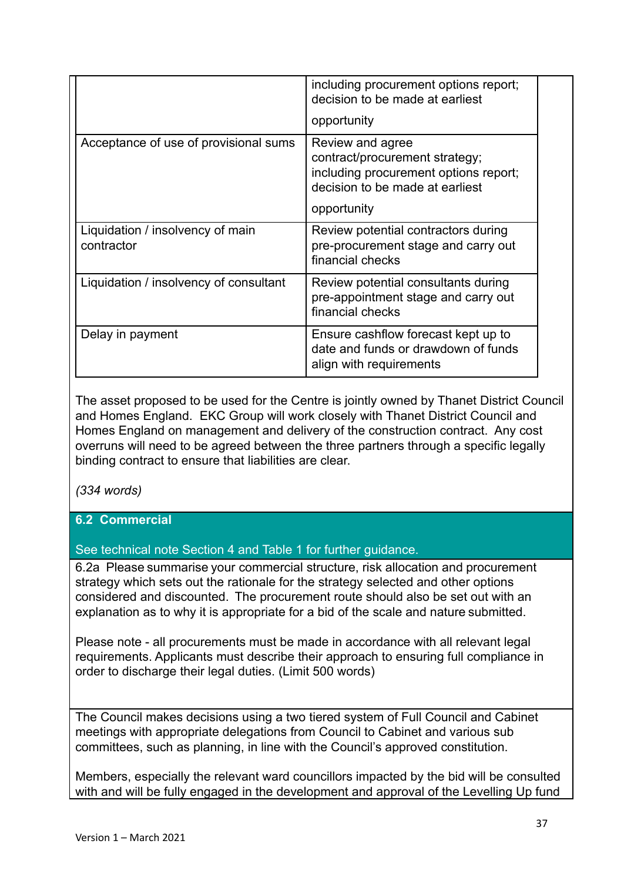| | |
|---|---|
| | including procurement options report; decision to be made at earliest opportunity |
| Acceptance of use of provisional sums | Review and agree contract/procurement strategy; including procurement options report; decision to be made at earliest opportunity |
| Liquidation / insolvency of main contractor | Review potential contractors during pre-procurement stage and carry out financial checks |
| Liquidation / insolvency of consultant | Review potential consultants during pre-appointment stage and carry out financial checks |
| Delay in payment | Ensure cashflow forecast kept up to date and funds or drawdown of funds align with requirements |

The asset proposed to be used for the Centre is jointly owned by Thanet District Council and Homes England. EKC Group will work closely with Thanet District Council and Homes England on management and delivery of the construction contract. Any cost overruns will need to be agreed between the three partners through a specific legally binding contract to ensure that liabilities are clear.

*(334 words)*

**6.2 Commercial**

See technical note Section 4 and Table 1 for further guidance.

6.2a Please summarise your commercial structure, risk allocation and procurement strategy which sets out the rationale for the strategy selected and other options considered and discounted. The procurement route should also be set out with an explanation as to why it is appropriate for a bid of the scale and nature submitted.

Please note - all procurements must be made in accordance with all relevant legal requirements. Applicants must describe their approach to ensuring full compliance in order to discharge their legal duties. (Limit 500 words)

The Council makes decisions using a two tiered system of Full Council and Cabinet meetings with appropriate delegations from Council to Cabinet and various sub committees, such as planning, in line with the Council's approved constitution.

Members, especially the relevant ward councillors impacted by the bid will be consulted with and will be fully engaged in the development and approval of the Levelling Up fund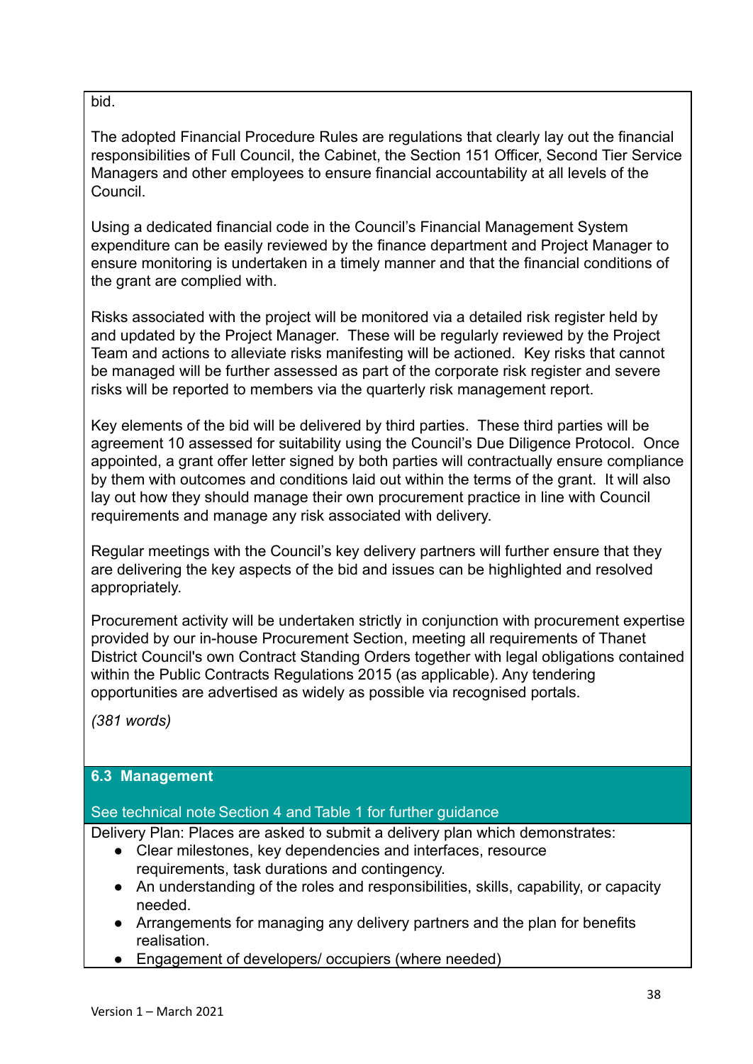bid.

The adopted Financial Procedure Rules are regulations that clearly lay out the financial responsibilities of Full Council, the Cabinet, the Section 151 Officer, Second Tier Service Managers and other employees to ensure financial accountability at all levels of the Council.

Using a dedicated financial code in the Council's Financial Management System expenditure can be easily reviewed by the finance department and Project Manager to ensure monitoring is undertaken in a timely manner and that the financial conditions of the grant are complied with.

Risks associated with the project will be monitored via a detailed risk register held by and updated by the Project Manager. These will be regularly reviewed by the Project Team and actions to alleviate risks manifesting will be actioned. Key risks that cannot be managed will be further assessed as part of the corporate risk register and severe risks will be reported to members via the quarterly risk management report.

Key elements of the bid will be delivered by third parties. These third parties will be agreement 10 assessed for suitability using the Council's Due Diligence Protocol. Once appointed, a grant offer letter signed by both parties will contractually ensure compliance by them with outcomes and conditions laid out within the terms of the grant. It will also lay out how they should manage their own procurement practice in line with Council requirements and manage any risk associated with delivery.

Regular meetings with the Council's key delivery partners will further ensure that they are delivering the key aspects of the bid and issues can be highlighted and resolved appropriately.

Procurement activity will be undertaken strictly in conjunction with procurement expertise provided by our in-house Procurement Section, meeting all requirements of Thanet District Council's own Contract Standing Orders together with legal obligations contained within the Public Contracts Regulations 2015 (as applicable). Any tendering opportunities are advertised as widely as possible via recognised portals.

*(381 words)*

## 6.3 Management

See technical note Section 4 and Table 1 for further guidance

Delivery Plan: Places are asked to submit a delivery plan which demonstrates:

- Clear milestones, key dependencies and interfaces, resource requirements, task durations and contingency.
- An understanding of the roles and responsibilities, skills, capability, or capacity needed.
- Arrangements for managing any delivery partners and the plan for benefits realisation.
- Engagement of developers/ occupiers (where needed)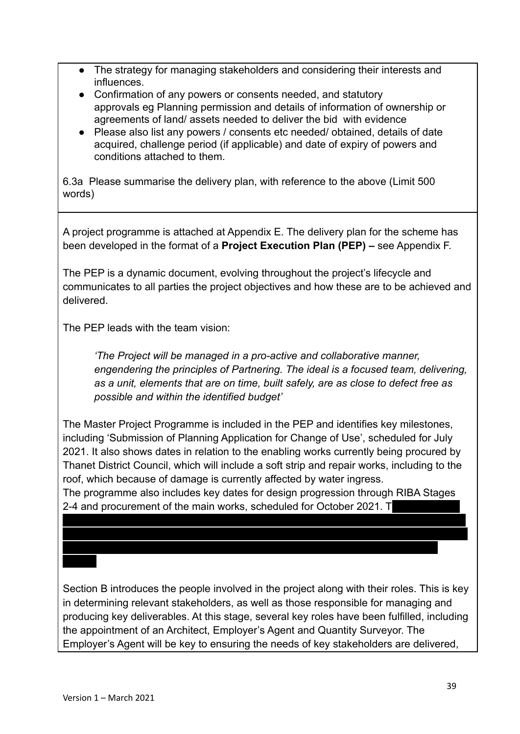- The strategy for managing stakeholders and considering their interests and influences.
- Confirmation of any powers or consents needed, and statutory approvals eg Planning permission and details of information of ownership or agreements of land/ assets needed to deliver the bid with evidence
- Please also list any powers / consents etc needed/ obtained, details of date acquired, challenge period (if applicable) and date of expiry of powers and conditions attached to them.

6.3a Please summarise the delivery plan, with reference to the above (Limit 500 words)

A project programme is attached at Appendix E. The delivery plan for the scheme has been developed in the format of a **Project Execution Plan (PEP) –** see Appendix F.

The PEP is a dynamic document, evolving throughout the project's lifecycle and communicates to all parties the project objectives and how these are to be achieved and delivered.

The PEP leads with the team vision:

> *'The Project will be managed in a pro-active and collaborative manner, engendering the principles of Partnering. The ideal is a focused team, delivering, as a unit, elements that are on time, built safely, are as close to defect free as possible and within the identified budget'*

The Master Project Programme is included in the PEP and identifies key milestones, including 'Submission of Planning Application for Change of Use', scheduled for July 2021. It also shows dates in relation to the enabling works currently being procured by Thanet District Council, which will include a soft strip and repair works, including to the roof, which because of damage is currently affected by water ingress.
The programme also includes key dates for design progression through RIBA Stages 2-4 and procurement of the main works, scheduled for October 2021. T

Section B introduces the people involved in the project along with their roles. This is key in determining relevant stakeholders, as well as those responsible for managing and producing key deliverables. At this stage, several key roles have been fulfilled, including the appointment of an Architect, Employer's Agent and Quantity Surveyor. The Employer's Agent will be key to ensuring the needs of key stakeholders are delivered,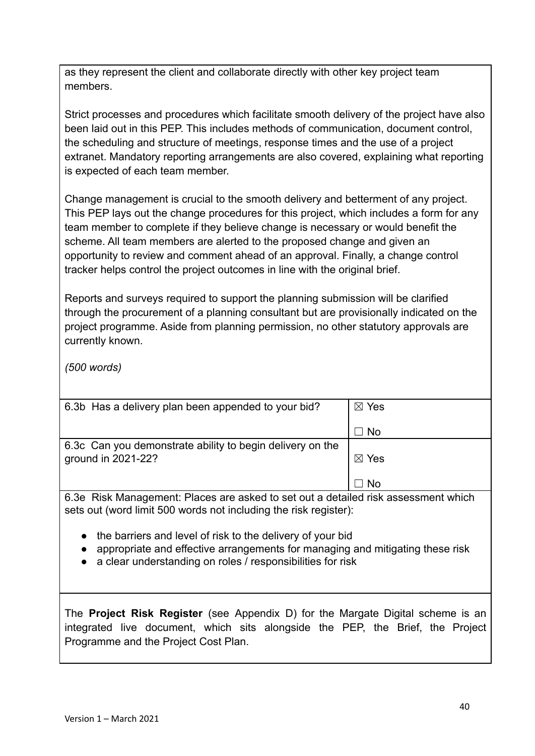as they represent the client and collaborate directly with other key project team members.

Strict processes and procedures which facilitate smooth delivery of the project have also been laid out in this PEP. This includes methods of communication, document control, the scheduling and structure of meetings, response times and the use of a project extranet. Mandatory reporting arrangements are also covered, explaining what reporting is expected of each team member.

Change management is crucial to the smooth delivery and betterment of any project. This PEP lays out the change procedures for this project, which includes a form for any team member to complete if they believe change is necessary or would benefit the scheme. All team members are alerted to the proposed change and given an opportunity to review and comment ahead of an approval. Finally, a change control tracker helps control the project outcomes in line with the original brief.

Reports and surveys required to support the planning submission will be clarified through the procurement of a planning consultant but are provisionally indicated on the project programme. Aside from planning permission, no other statutory approvals are currently known.

*(500 words)*

| | |
|---|---|
| 6.3b Has a delivery plan been appended to your bid? | ☒ Yes<br><br>☐ No |
| 6.3c Can you demonstrate ability to begin delivery on the ground in 2021-22? | ☒ Yes<br><br>☐ No |

6.3e Risk Management: Places are asked to set out a detailed risk assessment which sets out (word limit 500 words not including the risk register):

- the barriers and level of risk to the delivery of your bid
- appropriate and effective arrangements for managing and mitigating these risk
- a clear understanding on roles / responsibilities for risk

The **Project Risk Register** (see Appendix D) for the Margate Digital scheme is an integrated live document, which sits alongside the PEP, the Brief, the Project Programme and the Project Cost Plan.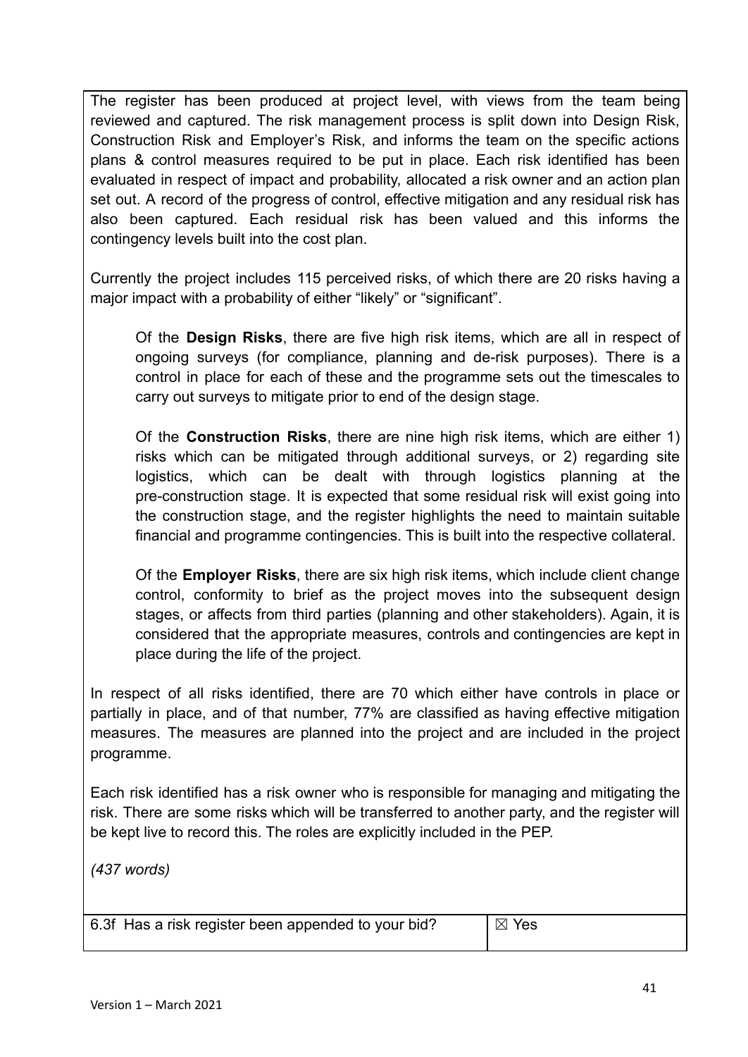The register has been produced at project level, with views from the team being reviewed and captured. The risk management process is split down into Design Risk, Construction Risk and Employer's Risk, and informs the team on the specific actions plans & control measures required to be put in place. Each risk identified has been evaluated in respect of impact and probability, allocated a risk owner and an action plan set out. A record of the progress of control, effective mitigation and any residual risk has also been captured. Each residual risk has been valued and this informs the contingency levels built into the cost plan.

Currently the project includes 115 perceived risks, of which there are 20 risks having a major impact with a probability of either "likely" or "significant".

> Of the **Design Risks**, there are five high risk items, which are all in respect of ongoing surveys (for compliance, planning and de-risk purposes). There is a control in place for each of these and the programme sets out the timescales to carry out surveys to mitigate prior to end of the design stage.
>
> Of the **Construction Risks**, there are nine high risk items, which are either 1) risks which can be mitigated through additional surveys, or 2) regarding site logistics, which can be dealt with through logistics planning at the pre-construction stage. It is expected that some residual risk will exist going into the construction stage, and the register highlights the need to maintain suitable financial and programme contingencies. This is built into the respective collateral.
>
> Of the **Employer Risks**, there are six high risk items, which include client change control, conformity to brief as the project moves into the subsequent design stages, or affects from third parties (planning and other stakeholders). Again, it is considered that the appropriate measures, controls and contingencies are kept in place during the life of the project.

In respect of all risks identified, there are 70 which either have controls in place or partially in place, and of that number, 77% are classified as having effective mitigation measures. The measures are planned into the project and are included in the project programme.

Each risk identified has a risk owner who is responsible for managing and mitigating the risk. There are some risks which will be transferred to another party, and the register will be kept live to record this. The roles are explicitly included in the PEP.

*(437 words)*

| 6.3f Has a risk register been appended to your bid? | ☒ Yes |
| --- | --- |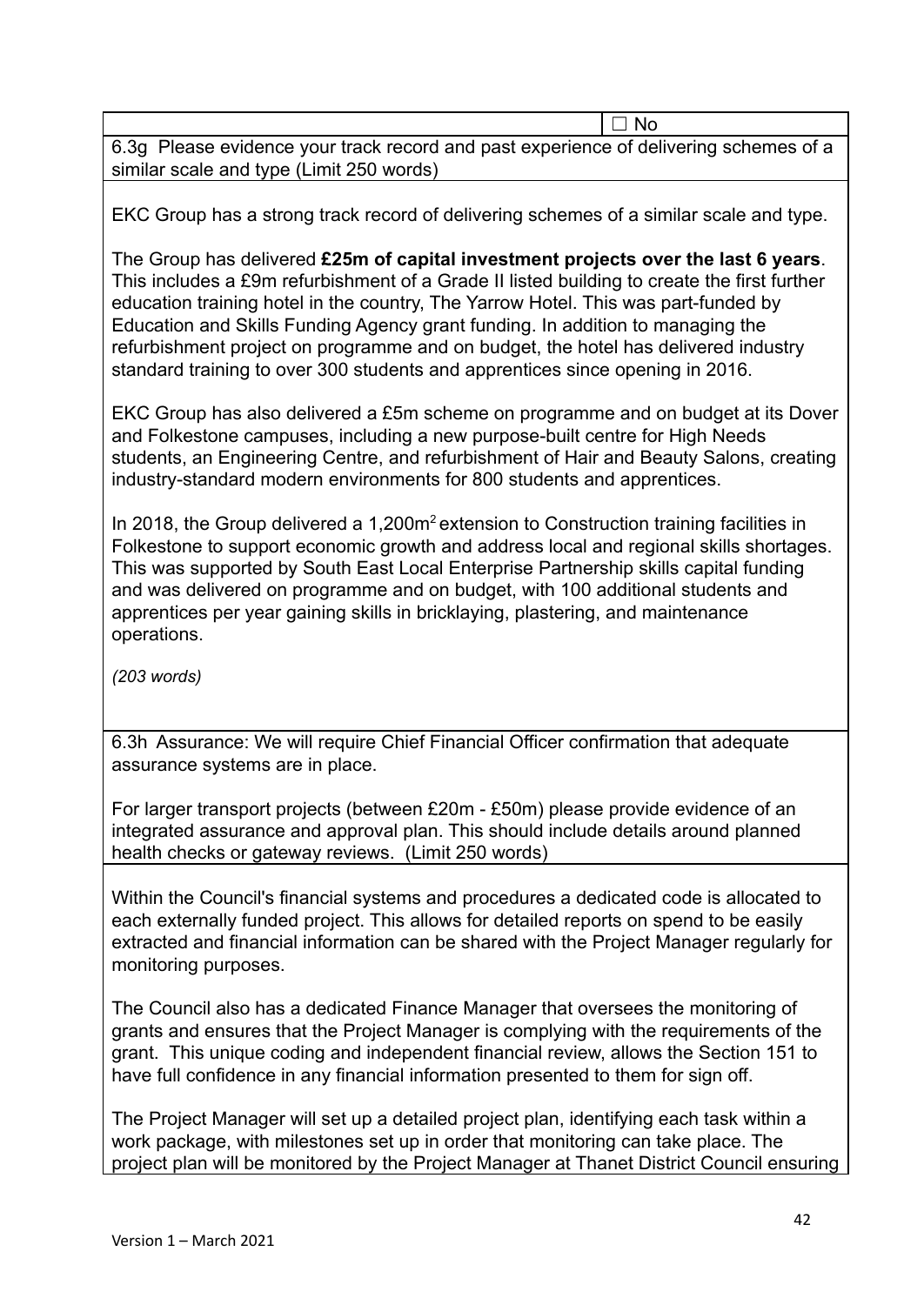☐ No

6.3g Please evidence your track record and past experience of delivering schemes of a similar scale and type (Limit 250 words)

EKC Group has a strong track record of delivering schemes of a similar scale and type.

The Group has delivered **£25m of capital investment projects over the last 6 years**. This includes a £9m refurbishment of a Grade II listed building to create the first further education training hotel in the country, The Yarrow Hotel. This was part-funded by Education and Skills Funding Agency grant funding. In addition to managing the refurbishment project on programme and on budget, the hotel has delivered industry standard training to over 300 students and apprentices since opening in 2016.

EKC Group has also delivered a £5m scheme on programme and on budget at its Dover and Folkestone campuses, including a new purpose-built centre for High Needs students, an Engineering Centre, and refurbishment of Hair and Beauty Salons, creating industry-standard modern environments for 800 students and apprentices.

In 2018, the Group delivered a 1,200m² extension to Construction training facilities in Folkestone to support economic growth and address local and regional skills shortages. This was supported by South East Local Enterprise Partnership skills capital funding and was delivered on programme and on budget, with 100 additional students and apprentices per year gaining skills in bricklaying, plastering, and maintenance operations.

*(203 words)*

6.3h Assurance: We will require Chief Financial Officer confirmation that adequate assurance systems are in place.

For larger transport projects (between £20m - £50m) please provide evidence of an integrated assurance and approval plan. This should include details around planned health checks or gateway reviews. (Limit 250 words)

Within the Council's financial systems and procedures a dedicated code is allocated to each externally funded project. This allows for detailed reports on spend to be easily extracted and financial information can be shared with the Project Manager regularly for monitoring purposes.

The Council also has a dedicated Finance Manager that oversees the monitoring of grants and ensures that the Project Manager is complying with the requirements of the grant. This unique coding and independent financial review, allows the Section 151 to have full confidence in any financial information presented to them for sign off.

The Project Manager will set up a detailed project plan, identifying each task within a work package, with milestones set up in order that monitoring can take place. The project plan will be monitored by the Project Manager at Thanet District Council ensuring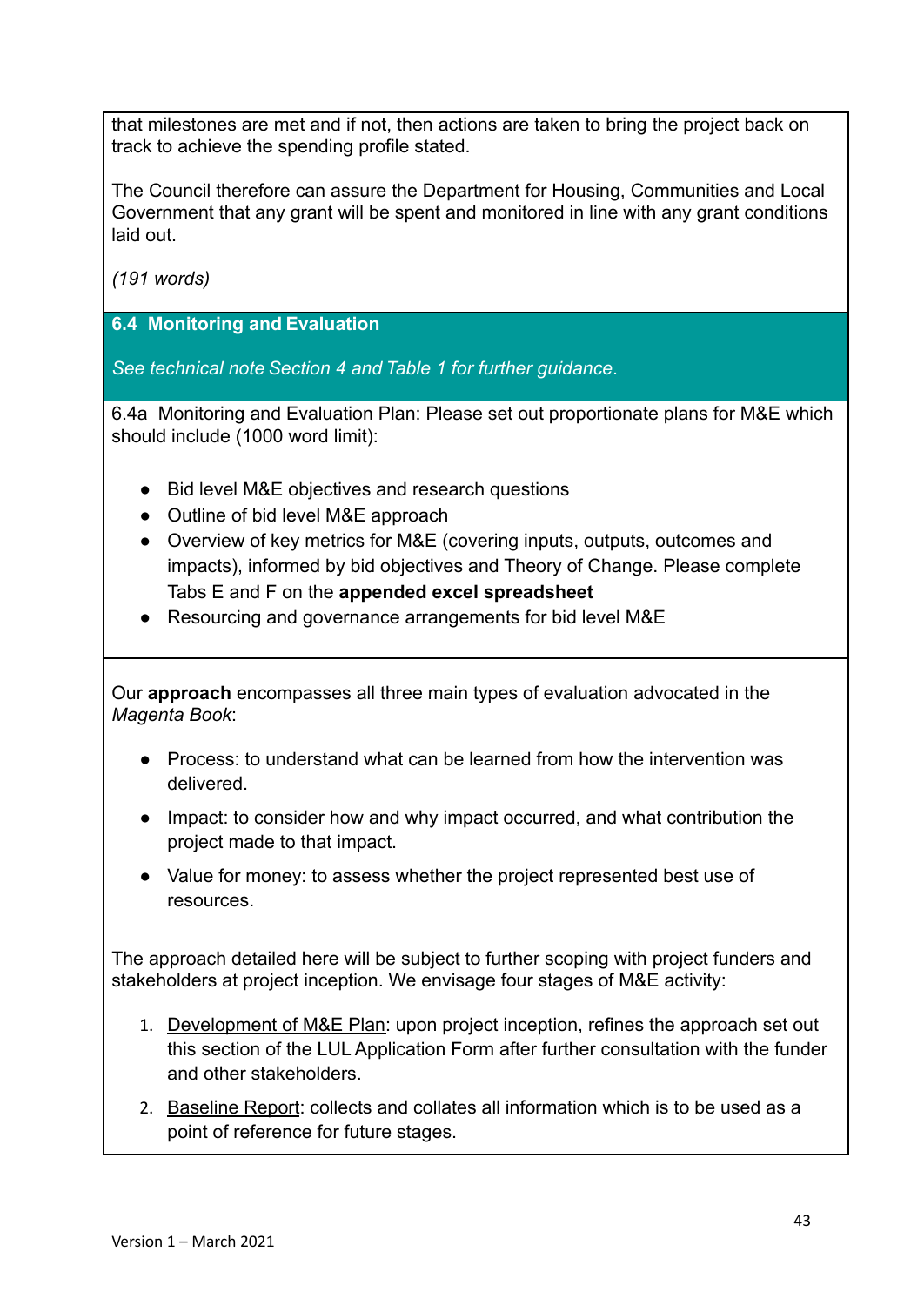that milestones are met and if not, then actions are taken to bring the project back on track to achieve the spending profile stated.

The Council therefore can assure the Department for Housing, Communities and Local Government that any grant will be spent and monitored in line with any grant conditions laid out.

*(191 words)*

### 6.4 Monitoring and Evaluation

*See technical note Section 4 and Table 1 for further guidance.*

6.4a Monitoring and Evaluation Plan: Please set out proportionate plans for M&E which should include (1000 word limit):

- Bid level M&E objectives and research questions
- Outline of bid level M&E approach
- Overview of key metrics for M&E (covering inputs, outputs, outcomes and impacts), informed by bid objectives and Theory of Change. Please complete Tabs E and F on the **appended excel spreadsheet**
- Resourcing and governance arrangements for bid level M&E

Our **approach** encompasses all three main types of evaluation advocated in the *Magenta Book*:

- Process: to understand what can be learned from how the intervention was delivered.
- Impact: to consider how and why impact occurred, and what contribution the project made to that impact.
- Value for money: to assess whether the project represented best use of resources.

The approach detailed here will be subject to further scoping with project funders and stakeholders at project inception. We envisage four stages of M&E activity:

1. Development of M&E Plan: upon project inception, refines the approach set out this section of the LUL Application Form after further consultation with the funder and other stakeholders.
2. Baseline Report: collects and collates all information which is to be used as a point of reference for future stages.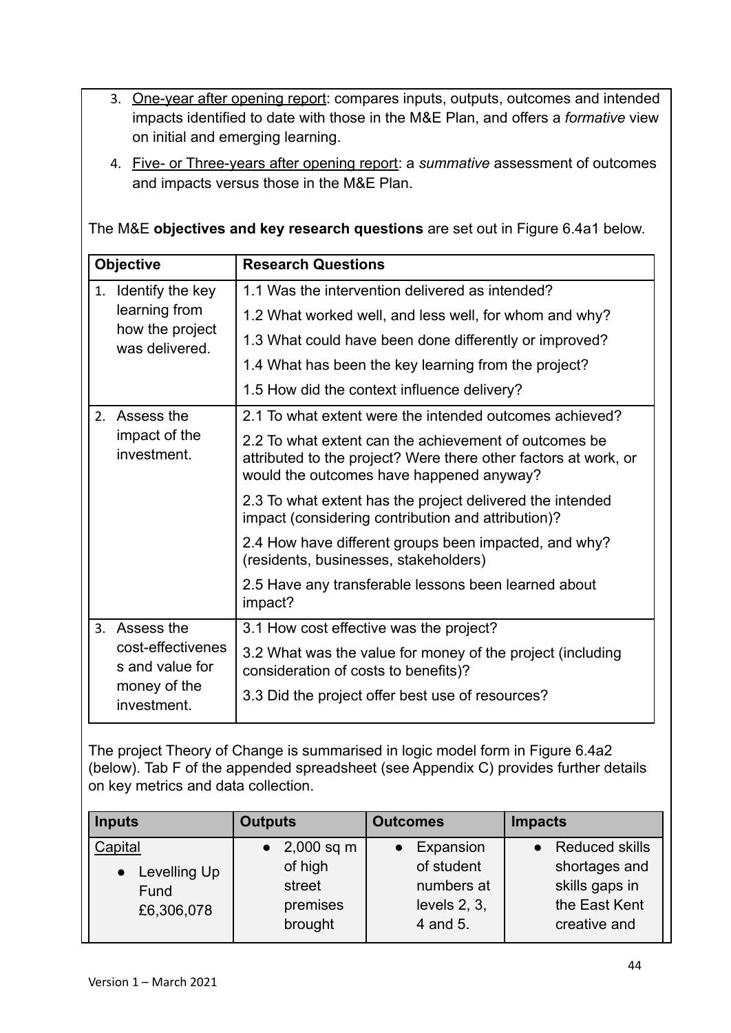3. <u>One-year after opening report</u>: compares inputs, outputs, outcomes and intended impacts identified to date with those in the M&E Plan, and offers a *formative* view on initial and emerging learning.
4. <u>Five- or Three-years after opening report</u>: a *summative* assessment of outcomes and impacts versus those in the M&E Plan.

The M&E **objectives and key research questions** are set out in Figure 6.4a1 below.

| Objective | Research Questions |
|---|---|
| 1. Identify the key learning from how the project was delivered. | 1.1 Was the intervention delivered as intended?<br>1.2 What worked well, and less well, for whom and why?<br>1.3 What could have been done differently or improved?<br>1.4 What has been the key learning from the project?<br>1.5 How did the context influence delivery? |
| 2. Assess the impact of the investment. | 2.1 To what extent were the intended outcomes achieved?<br>2.2 To what extent can the achievement of outcomes be attributed to the project? Were there other factors at work, or would the outcomes have happened anyway?<br>2.3 To what extent has the project delivered the intended impact (considering contribution and attribution)?<br>2.4 How have different groups been impacted, and why? (residents, businesses, stakeholders)<br>2.5 Have any transferable lessons been learned about impact? |
| 3. Assess the cost-effectivenes s and value for money of the investment. | 3.1 How cost effective was the project?<br>3.2 What was the value for money of the project (including consideration of costs to benefits)?<br>3.3 Did the project offer best use of resources? |

The project Theory of Change is summarised in logic model form in Figure 6.4a2 (below). Tab F of the appended spreadsheet (see Appendix C) provides further details on key metrics and data collection.

| Inputs | Outputs | Outcomes | Impacts |
|---|---|---|---|
| <u>Capital</u><br>• Levelling Up Fund £6,306,078 | • 2,000 sq m of high street premises brought | • Expansion of student numbers at levels 2, 3, 4 and 5. | • Reduced skills shortages and skills gaps in the East Kent creative and |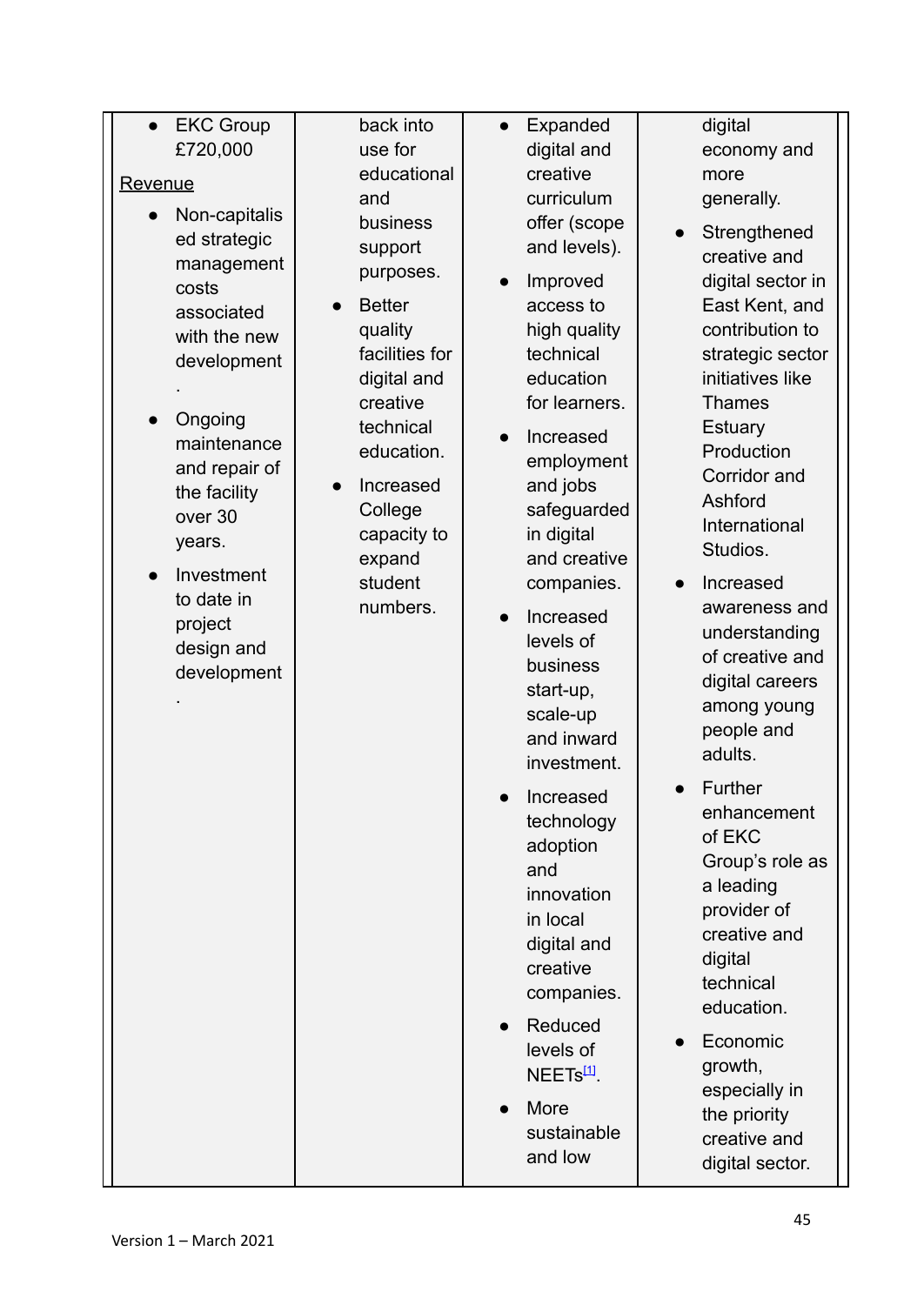| | | | |
|---|---|---|---|
| • EKC Group £720,000<br><br><u>Revenue</u><br>• Non-capitalised strategic management costs associated with the new development.<br>• Ongoing maintenance and repair of the facility over 30 years.<br>• Investment to date in project design and development. | back into use for educational and business support purposes.<br>• Better quality facilities for digital and creative technical education.<br>• Increased College capacity to expand student numbers. | • Expanded digital and creative curriculum offer (scope and levels).<br>• Improved access to high quality technical education for learners.<br>• Increased employment and jobs safeguarded in digital and creative companies.<br>• Increased levels of business start-up, scale-up and inward investment.<br>• Increased technology adoption and innovation in local digital and creative companies.<br>• Reduced levels of NEETs[1].<br>• More sustainable and low | digital economy and more generally.<br>• Strengthened creative and digital sector in East Kent, and contribution to strategic sector initiatives like Thames Estuary Production Corridor and Ashford International Studios.<br>• Increased awareness and understanding of creative and digital careers among young people and adults.<br>• Further enhancement of EKC Group's role as a leading provider of creative and digital technical education.<br>• Economic growth, especially in the priority creative and digital sector. |

Version 1 – March 2021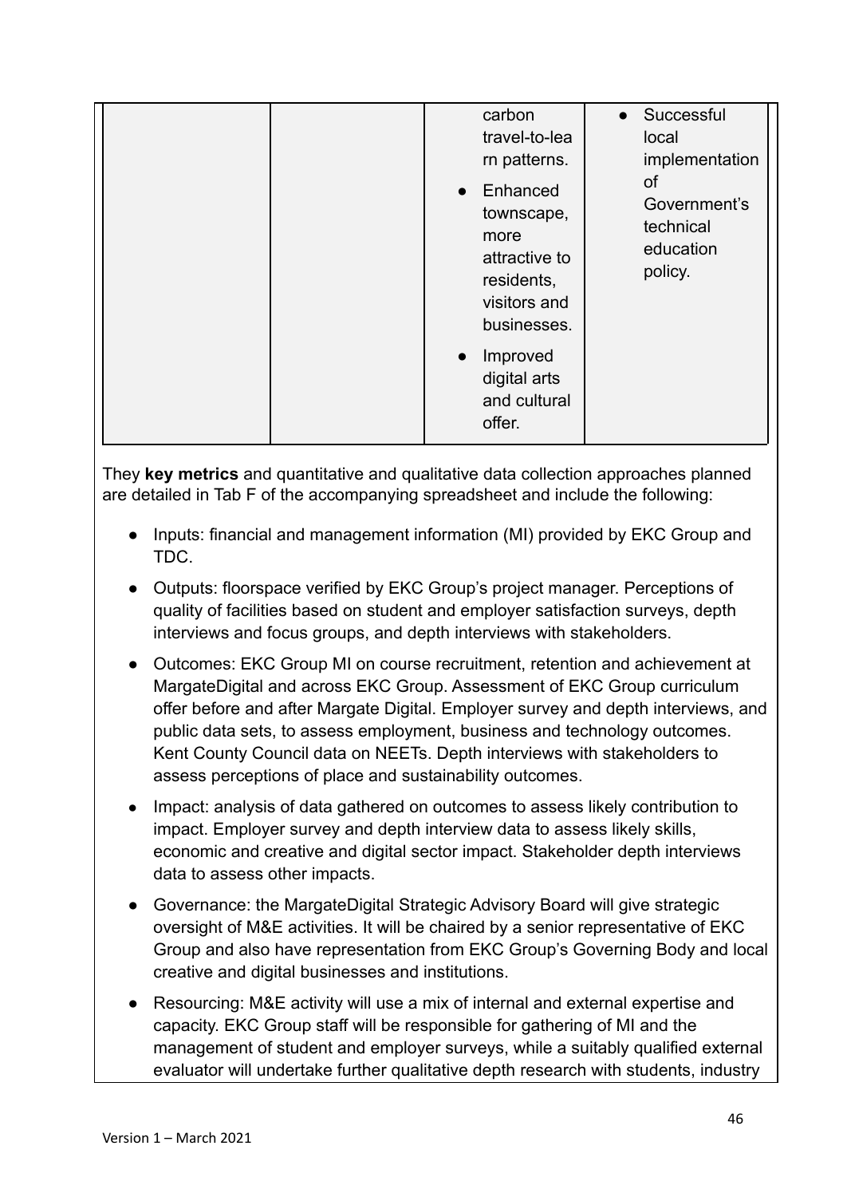| | | • carbon travel-to-learn patterns.<br>• Enhanced townscape, more attractive to residents, visitors and businesses.<br>• Improved digital arts and cultural offer. | • Successful local implementation of Government's technical education policy. |
|---|---|---|---|

They **key metrics** and quantitative and qualitative data collection approaches planned are detailed in Tab F of the accompanying spreadsheet and include the following:

- Inputs: financial and management information (MI) provided by EKC Group and TDC.
- Outputs: floorspace verified by EKC Group's project manager. Perceptions of quality of facilities based on student and employer satisfaction surveys, depth interviews and focus groups, and depth interviews with stakeholders.
- Outcomes: EKC Group MI on course recruitment, retention and achievement at MargateDigital and across EKC Group. Assessment of EKC Group curriculum offer before and after Margate Digital. Employer survey and depth interviews, and public data sets, to assess employment, business and technology outcomes. Kent County Council data on NEETs. Depth interviews with stakeholders to assess perceptions of place and sustainability outcomes.
- Impact: analysis of data gathered on outcomes to assess likely contribution to impact. Employer survey and depth interview data to assess likely skills, economic and creative and digital sector impact. Stakeholder depth interviews data to assess other impacts.
- Governance: the MargateDigital Strategic Advisory Board will give strategic oversight of M&E activities. It will be chaired by a senior representative of EKC Group and also have representation from EKC Group's Governing Body and local creative and digital businesses and institutions.
- Resourcing: M&E activity will use a mix of internal and external expertise and capacity. EKC Group staff will be responsible for gathering of MI and the management of student and employer surveys, while a suitably qualified external evaluator will undertake further qualitative depth research with students, industry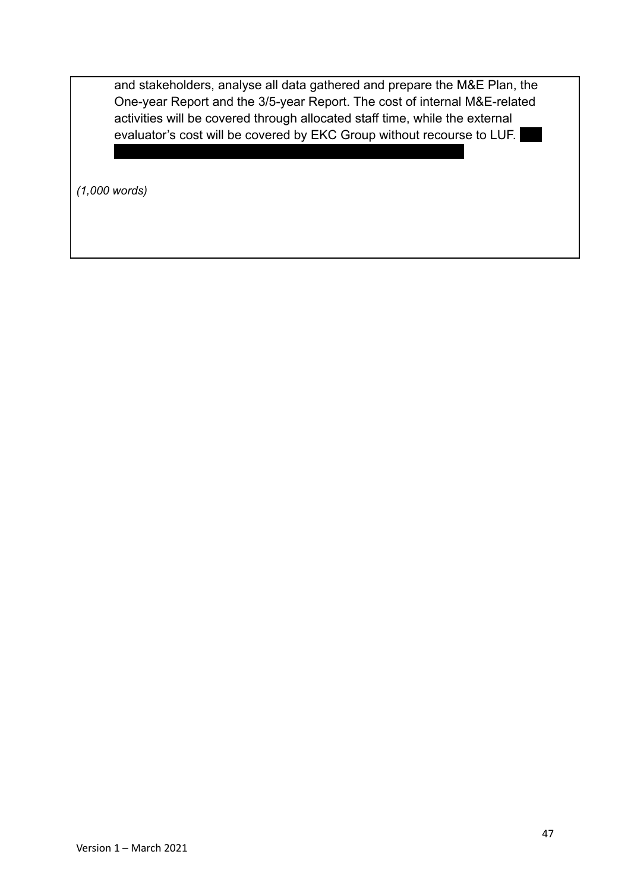and stakeholders, analyse all data gathered and prepare the M&E Plan, the One-year Report and the 3/5-year Report. The cost of internal M&E-related activities will be covered through allocated staff time, while the external evaluator's cost will be covered by EKC Group without recourse to LUF.

*(1,000 words)*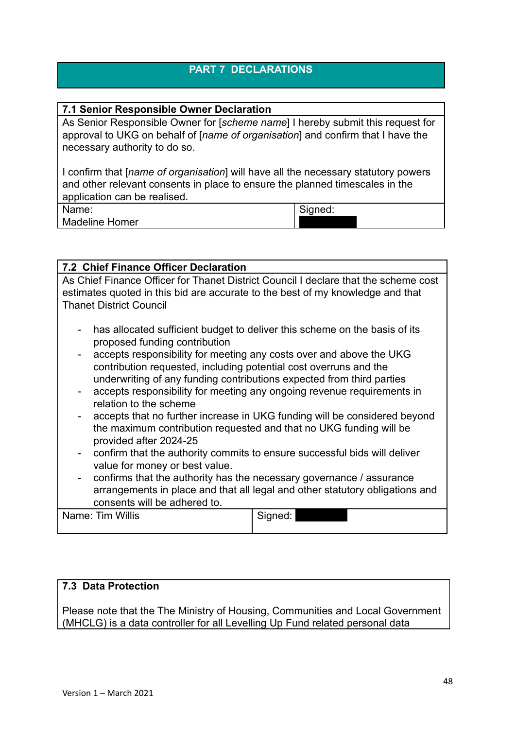## PART 7 DECLARATIONS

| **7.1 Senior Responsible Owner Declaration** | |
|---|---|
| As Senior Responsible Owner for [*scheme name*] I hereby submit this request for approval to UKG on behalf of [*name of organisation*] and confirm that I have the necessary authority to do so.<br><br>I confirm that [*name of organisation*] will have all the necessary statutory powers and other relevant consents in place to ensure the planned timescales in the application can be realised. | |
| Name:<br>Madeline Homer | Signed: |

| **7.2 Chief Finance Officer Declaration** | |
|---|---|
| As Chief Finance Officer for Thanet District Council I declare that the scheme cost estimates quoted in this bid are accurate to the best of my knowledge and that Thanet District Council<br><br>- has allocated sufficient budget to deliver this scheme on the basis of its proposed funding contribution<br>- accepts responsibility for meeting any costs over and above the UKG contribution requested, including potential cost overruns and the underwriting of any funding contributions expected from third parties<br>- accepts responsibility for meeting any ongoing revenue requirements in relation to the scheme<br>- accepts that no further increase in UKG funding will be considered beyond the maximum contribution requested and that no UKG funding will be provided after 2024-25<br>- confirm that the authority commits to ensure successful bids will deliver value for money or best value.<br>- confirms that the authority has the necessary governance / assurance arrangements in place and that all legal and other statutory obligations and consents will be adhered to. | |
| Name: Tim Willis | Signed: |

| **7.3 Data Protection** |
|---|
| Please note that the The Ministry of Housing, Communities and Local Government (MHCLG) is a data controller for all Levelling Up Fund related personal data |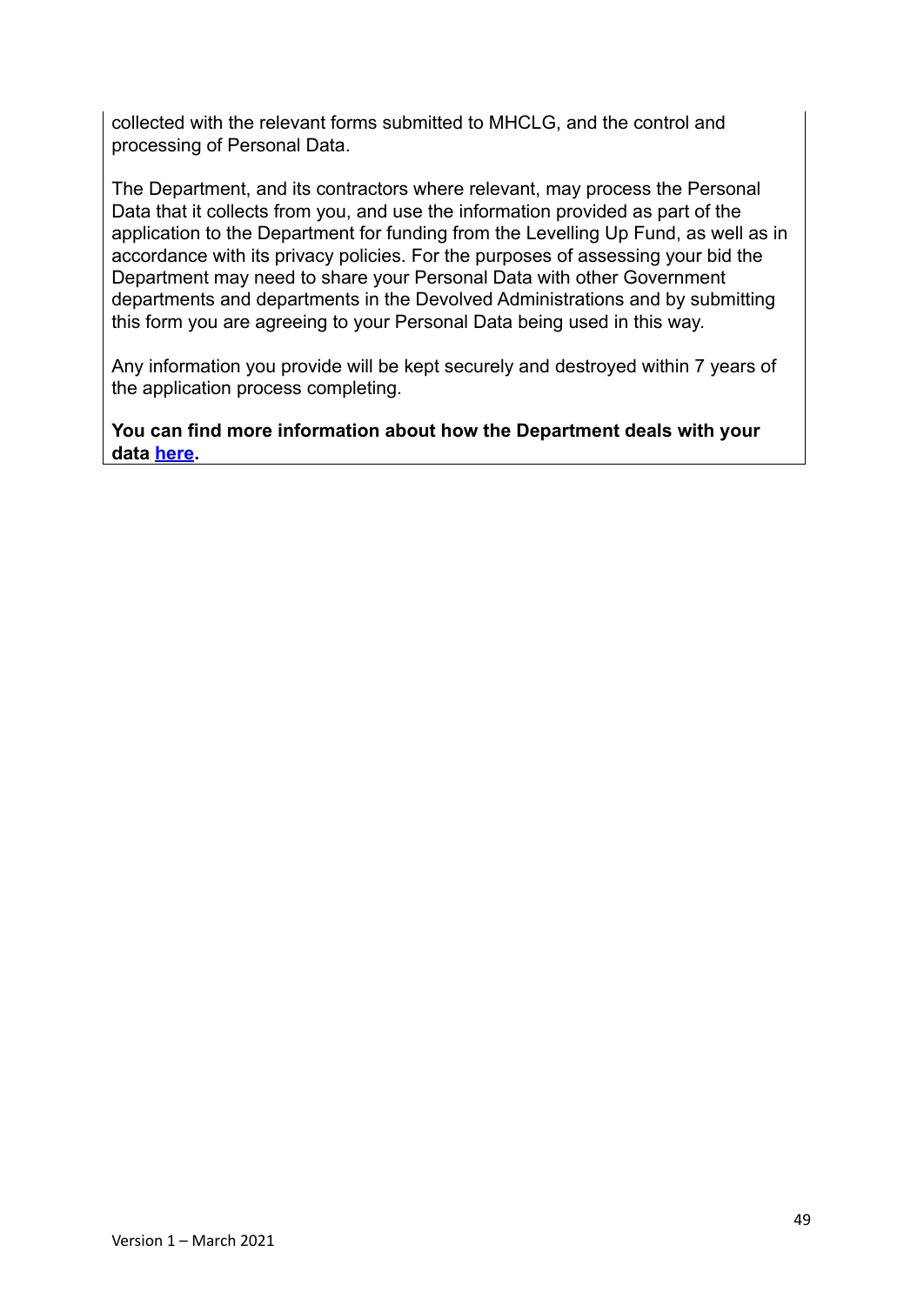collected with the relevant forms submitted to MHCLG, and the control and processing of Personal Data.

The Department, and its contractors where relevant, may process the Personal Data that it collects from you, and use the information provided as part of the application to the Department for funding from the Levelling Up Fund, as well as in accordance with its privacy policies. For the purposes of assessing your bid the Department may need to share your Personal Data with other Government departments and departments in the Devolved Administrations and by submitting this form you are agreeing to your Personal Data being used in this way.

Any information you provide will be kept securely and destroyed within 7 years of the application process completing.

**You can find more information about how the Department deals with your data here.**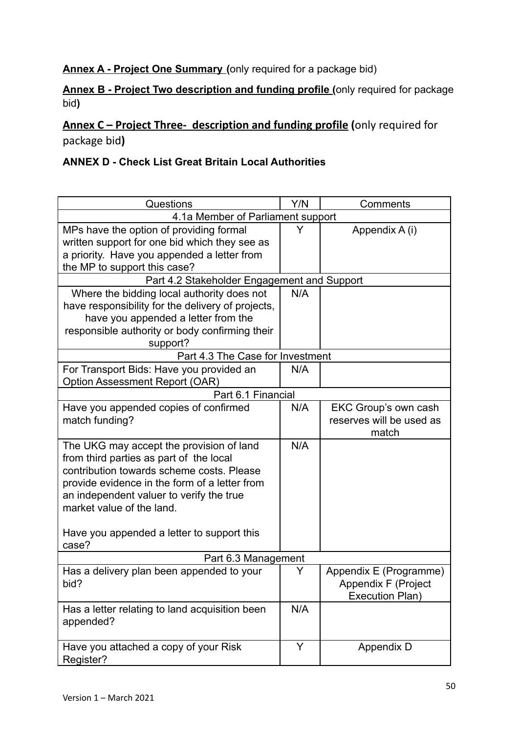**Annex A - Project One Summary (**only required for a package bid)

**Annex B - Project Two description and funding profile (**only required for package bid**)**

**Annex C – Project Three- description and funding profile (**only required for package bid**)**

**ANNEX D - Check List Great Britain Local Authorities**

| Questions | Y/N | Comments |
|---|---|---|
| 4.1a Member of Parliament support | | |
| MPs have the option of providing formal written support for one bid which they see as a priority. Have you appended a letter from the MP to support this case? | Y | Appendix A (i) |
| Part 4.2 Stakeholder Engagement and Support | | |
| Where the bidding local authority does not have responsibility for the delivery of projects, have you appended a letter from the responsible authority or body confirming their support? | N/A | |
| Part 4.3 The Case for Investment | | |
| For Transport Bids: Have you provided an Option Assessment Report (OAR) | N/A | |
| Part 6.1 Financial | | |
| Have you appended copies of confirmed match funding? | N/A | EKC Group's own cash reserves will be used as match |
| The UKG may accept the provision of land from third parties as part of the local contribution towards scheme costs. Please provide evidence in the form of a letter from an independent valuer to verify the true market value of the land.<br><br>Have you appended a letter to support this case? | N/A | |
| Part 6.3 Management | | |
| Has a delivery plan been appended to your bid? | Y | Appendix E (Programme) Appendix F (Project Execution Plan) |
| Has a letter relating to land acquisition been appended? | N/A | |
| Have you attached a copy of your Risk Register? | Y | Appendix D |

Version 1 – March 2021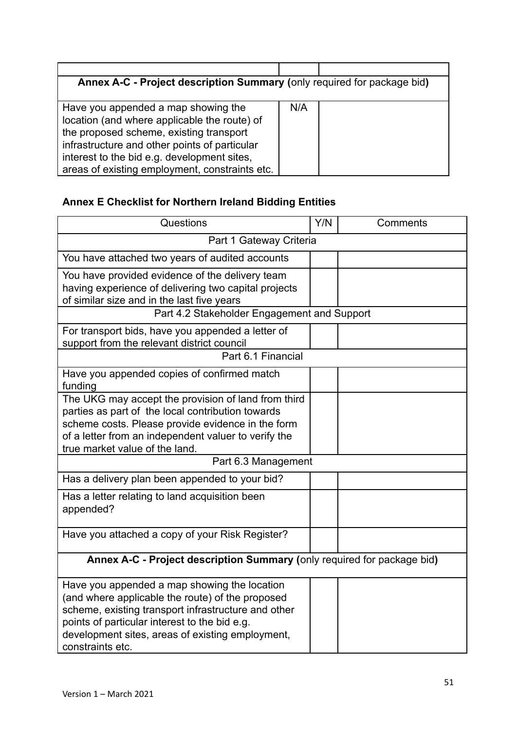| | | |
|---|---|---|
| **Annex A-C - Project description Summary (**only required for package bid**)** | | |
| Have you appended a map showing the location (and where applicable the route) of the proposed scheme, existing transport infrastructure and other points of particular interest to the bid e.g. development sites, areas of existing employment, constraints etc. | N/A | |

## Annex E Checklist for Northern Ireland Bidding Entities

| Questions | Y/N | Comments |
|---|---|---|
| Part 1 Gateway Criteria | | |
| You have attached two years of audited accounts | | |
| You have provided evidence of the delivery team having experience of delivering two capital projects of similar size and in the last five years | | |
| Part 4.2 Stakeholder Engagement and Support | | |
| For transport bids, have you appended a letter of support from the relevant district council | | |
| Part 6.1 Financial | | |
| Have you appended copies of confirmed match funding | | |
| The UKG may accept the provision of land from third parties as part of the local contribution towards scheme costs. Please provide evidence in the form of a letter from an independent valuer to verify the true market value of the land. | | |
| Part 6.3 Management | | |
| Has a delivery plan been appended to your bid? | | |
| Has a letter relating to land acquisition been appended? | | |
| Have you attached a copy of your Risk Register? | | |
| **Annex A-C - Project description Summary (**only required for package bid**)** | | |
| Have you appended a map showing the location (and where applicable the route) of the proposed scheme, existing transport infrastructure and other points of particular interest to the bid e.g. development sites, areas of existing employment, constraints etc. | | |

Version 1 – March 2021